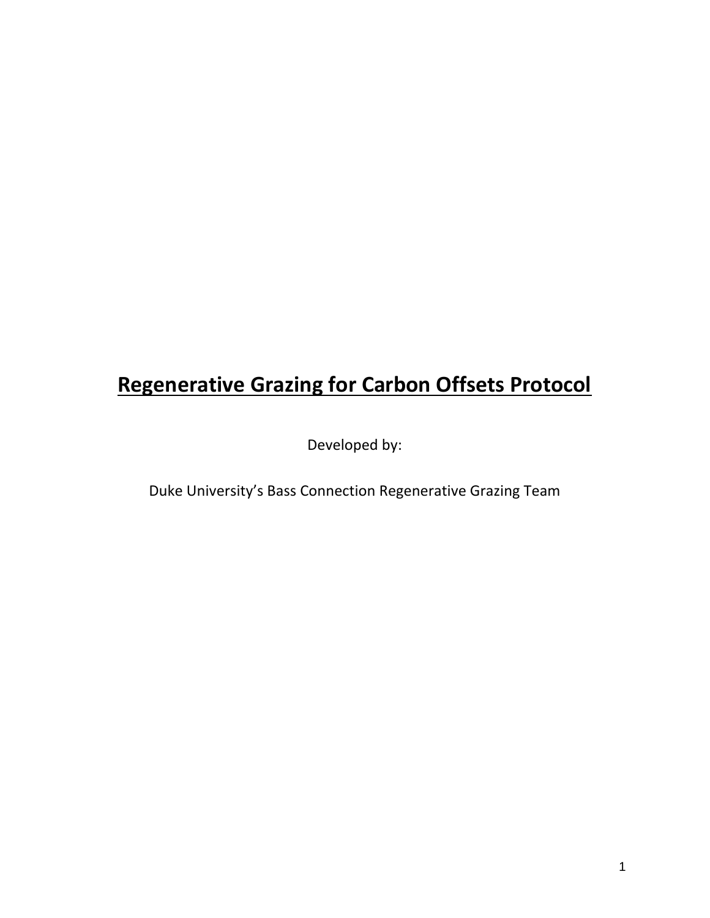# Regenerative Grazing for Carbon Offsets Protocol

Developed by:

Duke University's Bass Connection Regenerative Grazing Team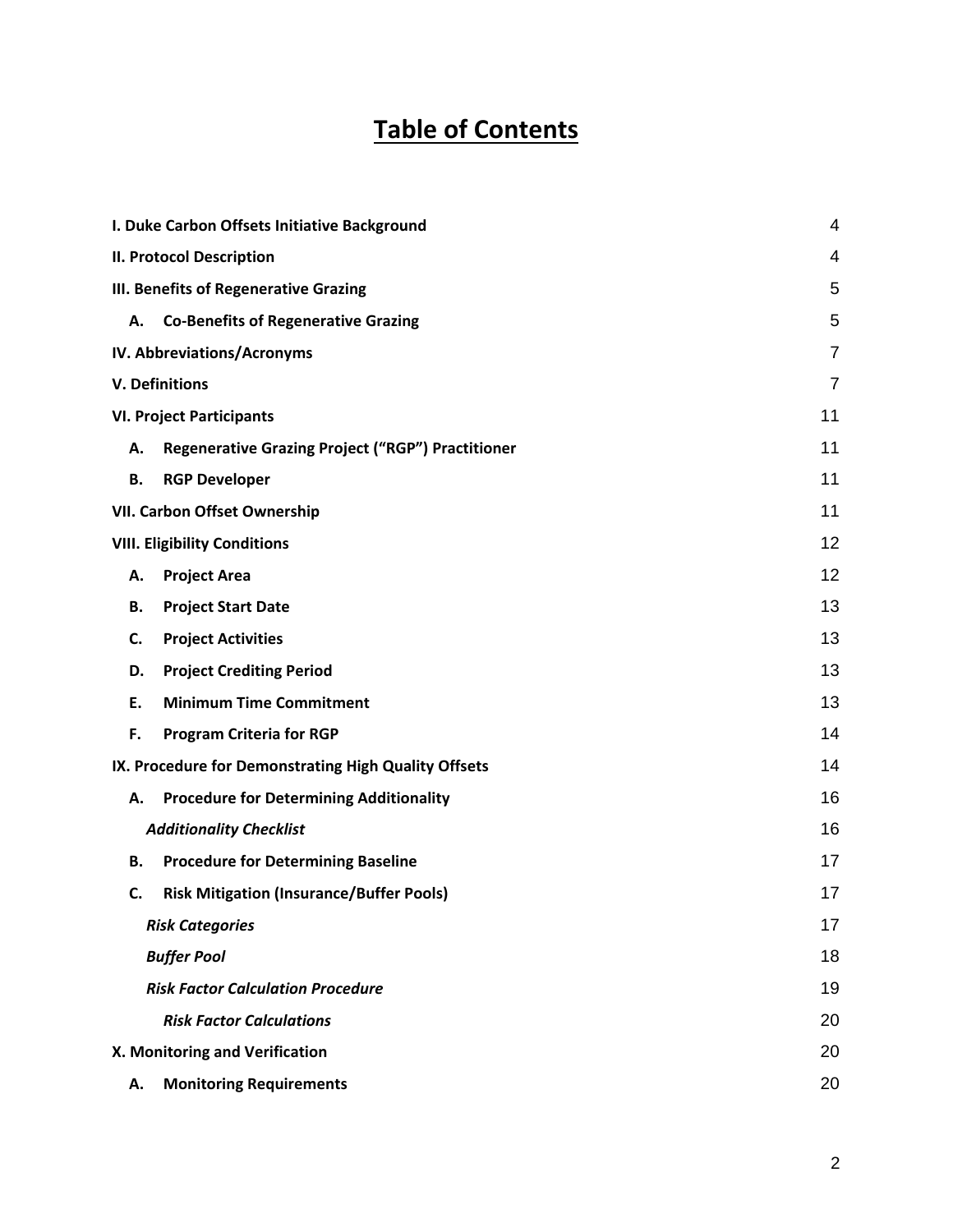# Table of Contents

| | |
|---|---|
| **I. Duke Carbon Offsets Initiative Background** | 4 |
| **II. Protocol Description** | 4 |
| **III. Benefits of Regenerative Grazing** | 5 |
| **A. Co-Benefits of Regenerative Grazing** | 5 |
| **IV. Abbreviations/Acronyms** | 7 |
| **V. Definitions** | 7 |
| **VI. Project Participants** | 11 |
| **A. Regenerative Grazing Project ("RGP") Practitioner** | 11 |
| **B. RGP Developer** | 11 |
| **VII. Carbon Offset Ownership** | 11 |
| **VIII. Eligibility Conditions** | 12 |
| **A. Project Area** | 12 |
| **B. Project Start Date** | 13 |
| **C. Project Activities** | 13 |
| **D. Project Crediting Period** | 13 |
| **E. Minimum Time Commitment** | 13 |
| **F. Program Criteria for RGP** | 14 |
| **IX. Procedure for Demonstrating High Quality Offsets** | 14 |
| **A. Procedure for Determining Additionality** | 16 |
| ***Additionality Checklist*** | 16 |
| **B. Procedure for Determining Baseline** | 17 |
| **C. Risk Mitigation (Insurance/Buffer Pools)** | 17 |
| ***Risk Categories*** | 17 |
| ***Buffer Pool*** | 18 |
| ***Risk Factor Calculation Procedure*** | 19 |
| ***Risk Factor Calculations*** | 20 |
| **X. Monitoring and Verification** | 20 |
| **A. Monitoring Requirements** | 20 |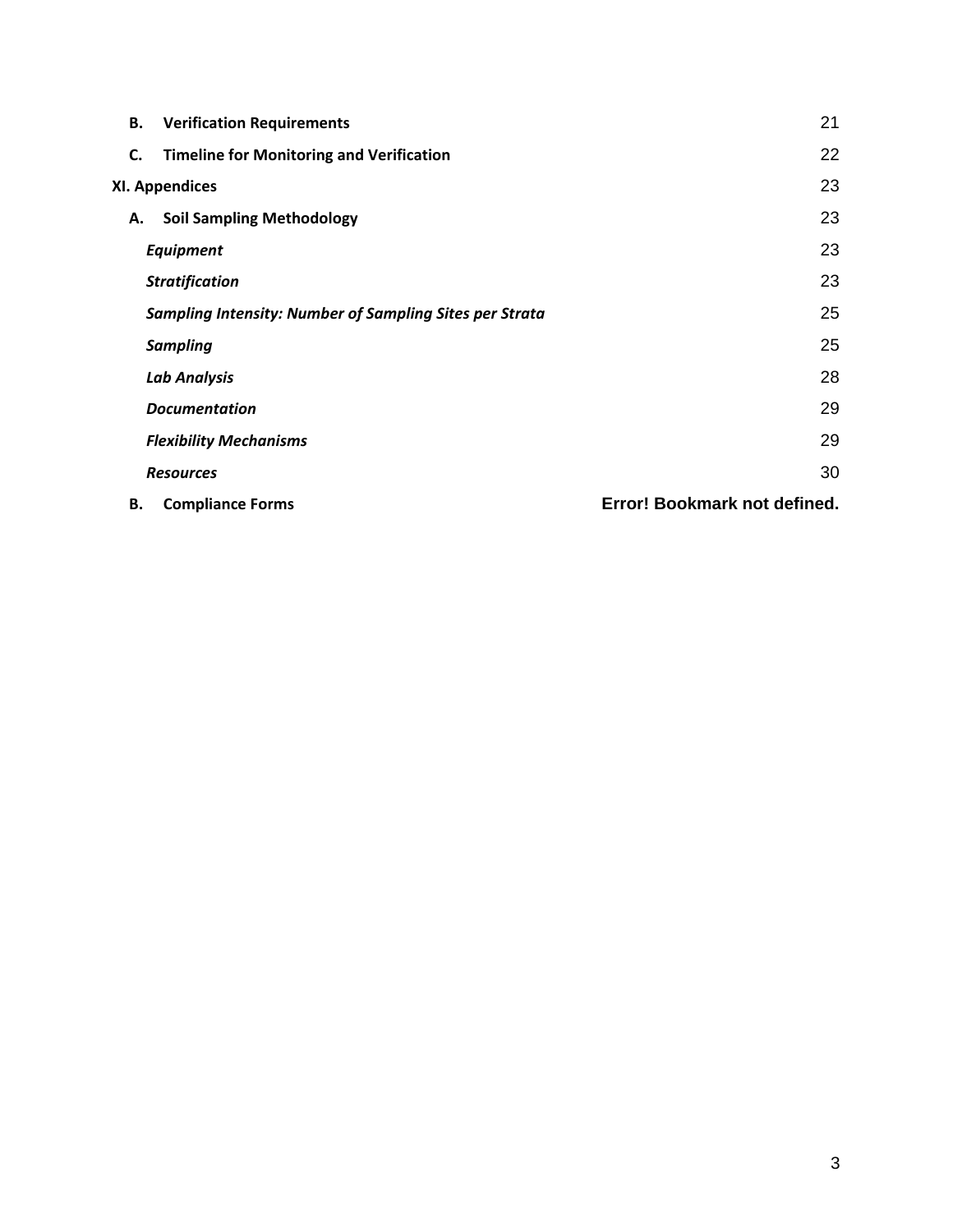| | |
|---|---|
| **B. Verification Requirements** | 21 |
| **C. Timeline for Monitoring and Verification** | 22 |
| **XI. Appendices** | 23 |
| **A. Soil Sampling Methodology** | 23 |
| ***Equipment*** | 23 |
| ***Stratification*** | 23 |
| ***Sampling Intensity: Number of Sampling Sites per Strata*** | 25 |
| ***Sampling*** | 25 |
| ***Lab Analysis*** | 28 |
| ***Documentation*** | 29 |
| ***Flexibility Mechanisms*** | 29 |
| ***Resources*** | 30 |
| **B. Compliance Forms** | **Error! Bookmark not defined.** |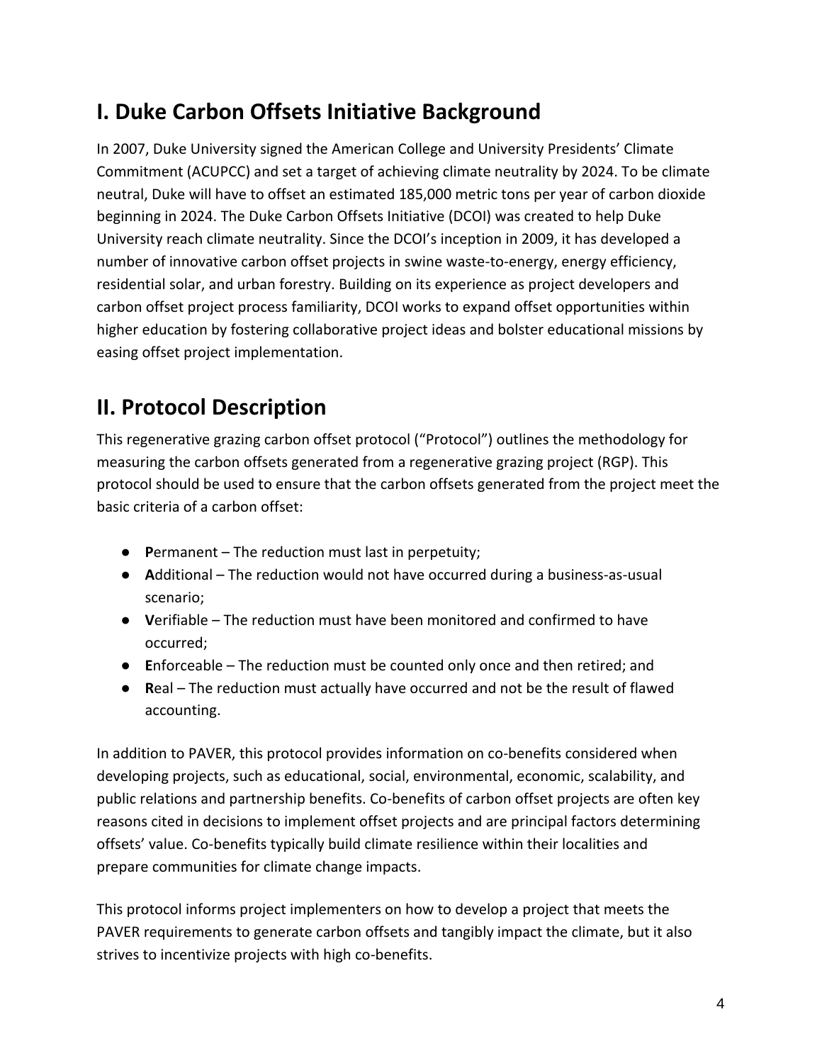# I. Duke Carbon Offsets Initiative Background

In 2007, Duke University signed the American College and University Presidents' Climate Commitment (ACUPCC) and set a target of achieving climate neutrality by 2024. To be climate neutral, Duke will have to offset an estimated 185,000 metric tons per year of carbon dioxide beginning in 2024. The Duke Carbon Offsets Initiative (DCOI) was created to help Duke University reach climate neutrality. Since the DCOI's inception in 2009, it has developed a number of innovative carbon offset projects in swine waste-to-energy, energy efficiency, residential solar, and urban forestry. Building on its experience as project developers and carbon offset project process familiarity, DCOI works to expand offset opportunities within higher education by fostering collaborative project ideas and bolster educational missions by easing offset project implementation.

# II. Protocol Description

This regenerative grazing carbon offset protocol ("Protocol") outlines the methodology for measuring the carbon offsets generated from a regenerative grazing project (RGP). This protocol should be used to ensure that the carbon offsets generated from the project meet the basic criteria of a carbon offset:

- **P**ermanent – The reduction must last in perpetuity;
- **A**dditional – The reduction would not have occurred during a business-as-usual scenario;
- **V**erifiable – The reduction must have been monitored and confirmed to have occurred;
- **E**nforceable – The reduction must be counted only once and then retired; and
- **R**eal – The reduction must actually have occurred and not be the result of flawed accounting.

In addition to PAVER, this protocol provides information on co-benefits considered when developing projects, such as educational, social, environmental, economic, scalability, and public relations and partnership benefits. Co-benefits of carbon offset projects are often key reasons cited in decisions to implement offset projects and are principal factors determining offsets' value. Co-benefits typically build climate resilience within their localities and prepare communities for climate change impacts.

This protocol informs project implementers on how to develop a project that meets the PAVER requirements to generate carbon offsets and tangibly impact the climate, but it also strives to incentivize projects with high co-benefits.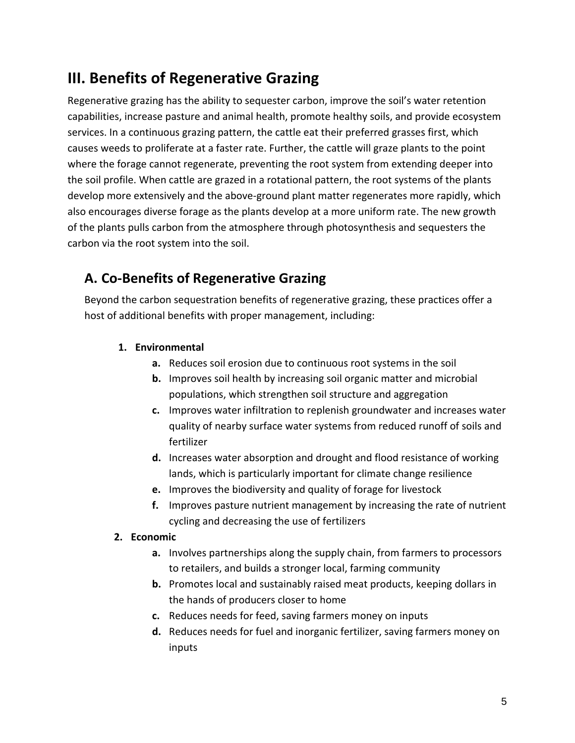## III. Benefits of Regenerative Grazing

Regenerative grazing has the ability to sequester carbon, improve the soil's water retention capabilities, increase pasture and animal health, promote healthy soils, and provide ecosystem services. In a continuous grazing pattern, the cattle eat their preferred grasses first, which causes weeds to proliferate at a faster rate. Further, the cattle will graze plants to the point where the forage cannot regenerate, preventing the root system from extending deeper into the soil profile. When cattle are grazed in a rotational pattern, the root systems of the plants develop more extensively and the above-ground plant matter regenerates more rapidly, which also encourages diverse forage as the plants develop at a more uniform rate. The new growth of the plants pulls carbon from the atmosphere through photosynthesis and sequesters the carbon via the root system into the soil.

### A. Co-Benefits of Regenerative Grazing

Beyond the carbon sequestration benefits of regenerative grazing, these practices offer a host of additional benefits with proper management, including:

1. **Environmental**
   - **a.** Reduces soil erosion due to continuous root systems in the soil
   - **b.** Improves soil health by increasing soil organic matter and microbial populations, which strengthen soil structure and aggregation
   - **c.** Improves water infiltration to replenish groundwater and increases water quality of nearby surface water systems from reduced runoff of soils and fertilizer
   - **d.** Increases water absorption and drought and flood resistance of working lands, which is particularly important for climate change resilience
   - **e.** Improves the biodiversity and quality of forage for livestock
   - **f.** Improves pasture nutrient management by increasing the rate of nutrient cycling and decreasing the use of fertilizers
2. **Economic**
   - **a.** Involves partnerships along the supply chain, from farmers to processors to retailers, and builds a stronger local, farming community
   - **b.** Promotes local and sustainably raised meat products, keeping dollars in the hands of producers closer to home
   - **c.** Reduces needs for feed, saving farmers money on inputs
   - **d.** Reduces needs for fuel and inorganic fertilizer, saving farmers money on inputs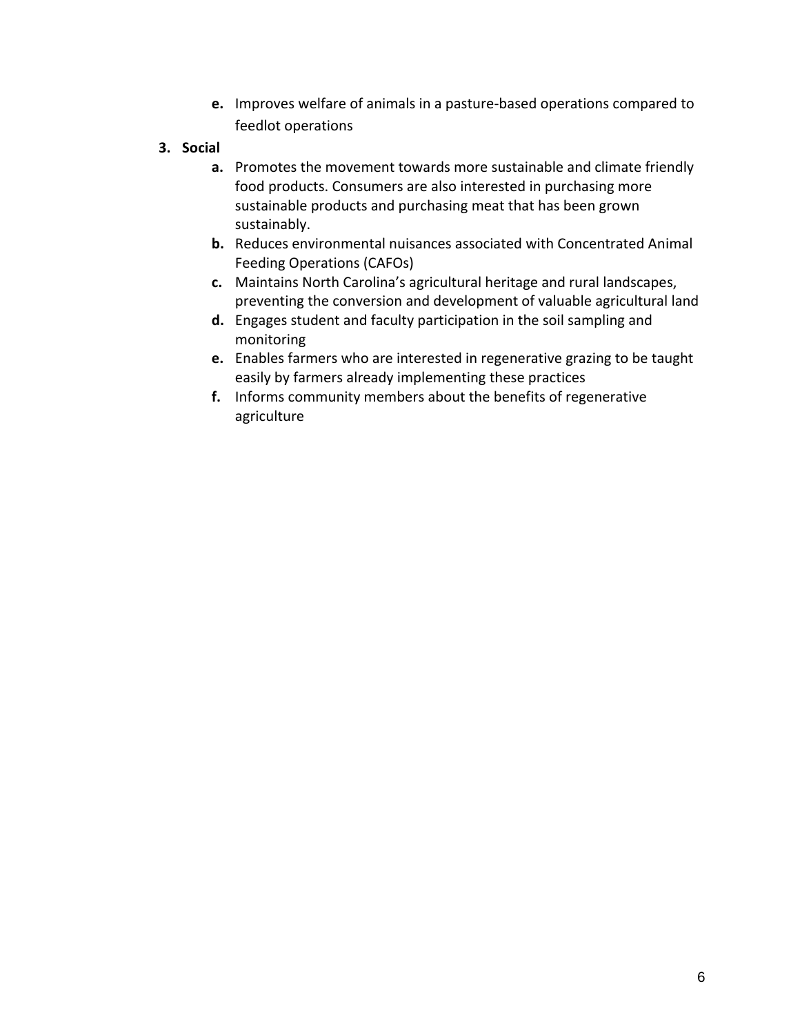e. Improves welfare of animals in a pasture-based operations compared to feedlot operations

3. **Social**
   a. Promotes the movement towards more sustainable and climate friendly food products. Consumers are also interested in purchasing more sustainable products and purchasing meat that has been grown sustainably.
   b. Reduces environmental nuisances associated with Concentrated Animal Feeding Operations (CAFOs)
   c. Maintains North Carolina's agricultural heritage and rural landscapes, preventing the conversion and development of valuable agricultural land
   d. Engages student and faculty participation in the soil sampling and monitoring
   e. Enables farmers who are interested in regenerative grazing to be taught easily by farmers already implementing these practices
   f. Informs community members about the benefits of regenerative agriculture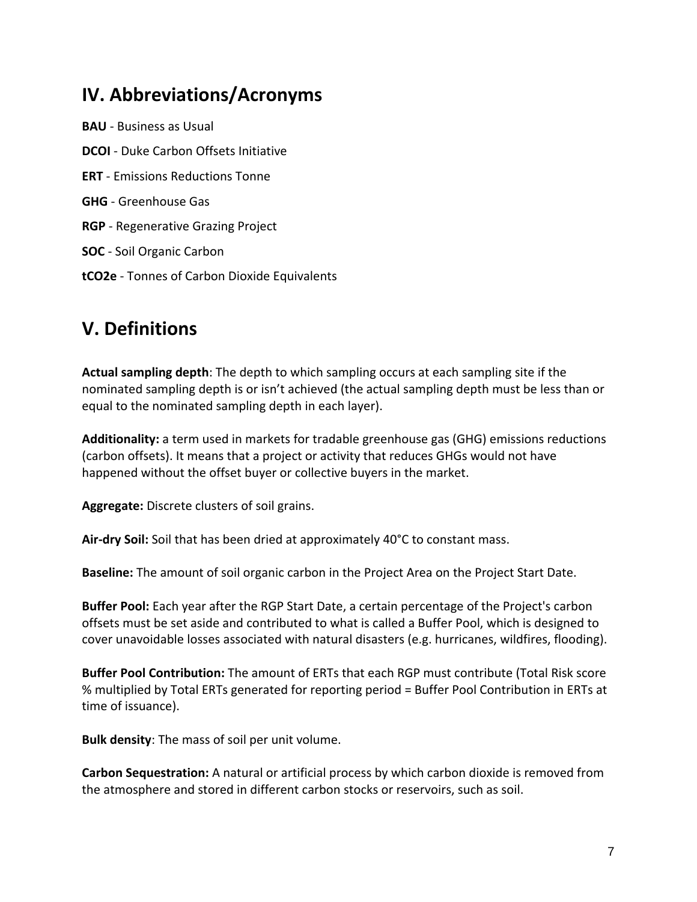## IV. Abbreviations/Acronyms

**BAU** - Business as Usual

**DCOI** - Duke Carbon Offsets Initiative

**ERT** - Emissions Reductions Tonne

**GHG** - Greenhouse Gas

**RGP** - Regenerative Grazing Project

**SOC** - Soil Organic Carbon

**tCO2e** - Tonnes of Carbon Dioxide Equivalents

## V. Definitions

**Actual sampling depth**: The depth to which sampling occurs at each sampling site if the nominated sampling depth is or isn't achieved (the actual sampling depth must be less than or equal to the nominated sampling depth in each layer).

**Additionality:** a term used in markets for tradable greenhouse gas (GHG) emissions reductions (carbon offsets). It means that a project or activity that reduces GHGs would not have happened without the offset buyer or collective buyers in the market.

**Aggregate:** Discrete clusters of soil grains.

**Air-dry Soil:** Soil that has been dried at approximately 40°C to constant mass.

**Baseline:** The amount of soil organic carbon in the Project Area on the Project Start Date.

**Buffer Pool:** Each year after the RGP Start Date, a certain percentage of the Project's carbon offsets must be set aside and contributed to what is called a Buffer Pool, which is designed to cover unavoidable losses associated with natural disasters (e.g. hurricanes, wildfires, flooding).

**Buffer Pool Contribution:** The amount of ERTs that each RGP must contribute (Total Risk score % multiplied by Total ERTs generated for reporting period = Buffer Pool Contribution in ERTs at time of issuance).

**Bulk density**: The mass of soil per unit volume.

**Carbon Sequestration:** A natural or artificial process by which carbon dioxide is removed from the atmosphere and stored in different carbon stocks or reservoirs, such as soil.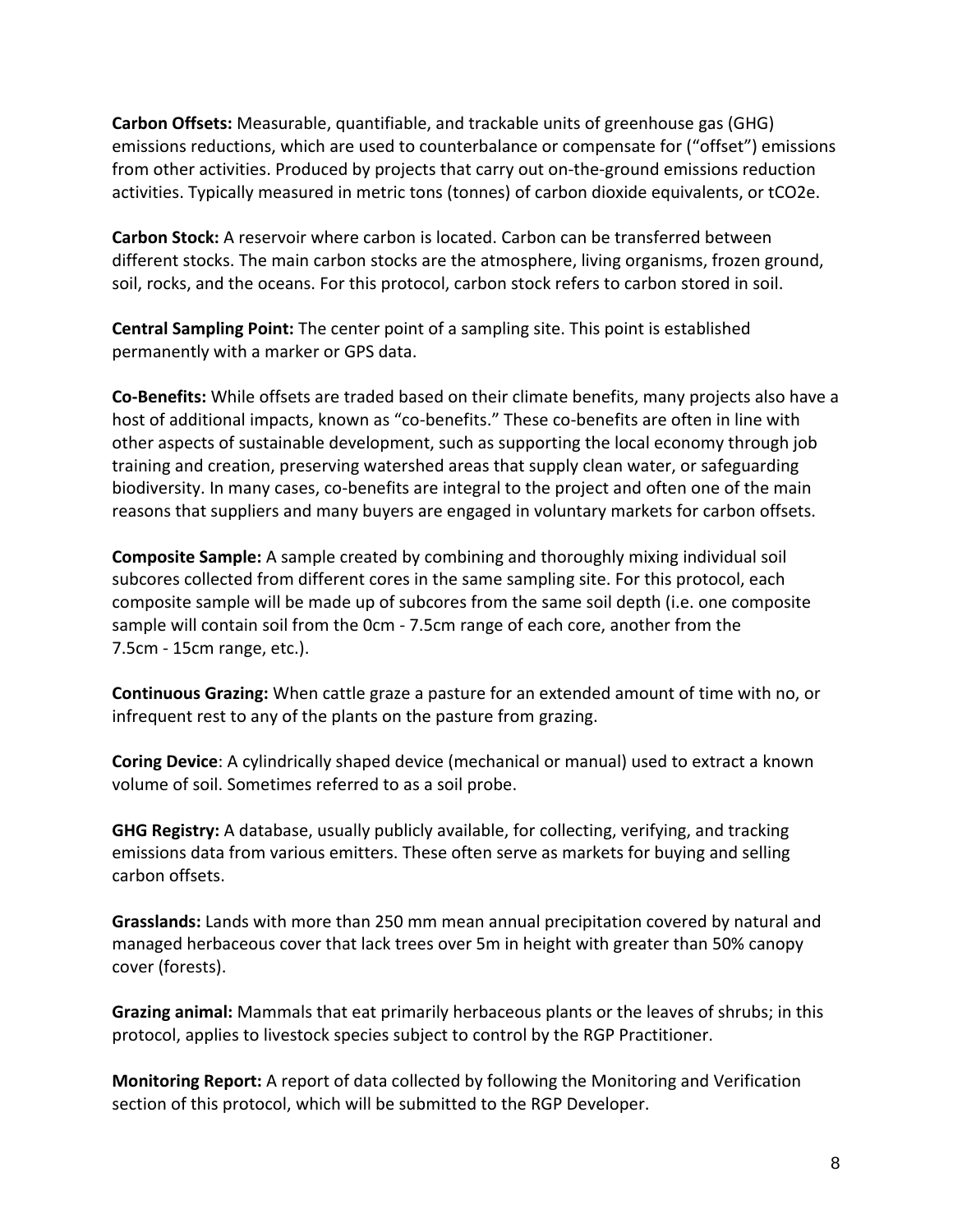**Carbon Offsets:** Measurable, quantifiable, and trackable units of greenhouse gas (GHG) emissions reductions, which are used to counterbalance or compensate for ("offset") emissions from other activities. Produced by projects that carry out on-the-ground emissions reduction activities. Typically measured in metric tons (tonnes) of carbon dioxide equivalents, or tCO2e.

**Carbon Stock:** A reservoir where carbon is located. Carbon can be transferred between different stocks. The main carbon stocks are the atmosphere, living organisms, frozen ground, soil, rocks, and the oceans. For this protocol, carbon stock refers to carbon stored in soil.

**Central Sampling Point:** The center point of a sampling site. This point is established permanently with a marker or GPS data.

**Co-Benefits:** While offsets are traded based on their climate benefits, many projects also have a host of additional impacts, known as "co-benefits." These co-benefits are often in line with other aspects of sustainable development, such as supporting the local economy through job training and creation, preserving watershed areas that supply clean water, or safeguarding biodiversity. In many cases, co-benefits are integral to the project and often one of the main reasons that suppliers and many buyers are engaged in voluntary markets for carbon offsets.

**Composite Sample:** A sample created by combining and thoroughly mixing individual soil subcores collected from different cores in the same sampling site. For this protocol, each composite sample will be made up of subcores from the same soil depth (i.e. one composite sample will contain soil from the 0cm - 7.5cm range of each core, another from the 7.5cm - 15cm range, etc.).

**Continuous Grazing:** When cattle graze a pasture for an extended amount of time with no, or infrequent rest to any of the plants on the pasture from grazing.

**Coring Device**: A cylindrically shaped device (mechanical or manual) used to extract a known volume of soil. Sometimes referred to as a soil probe.

**GHG Registry:** A database, usually publicly available, for collecting, verifying, and tracking emissions data from various emitters. These often serve as markets for buying and selling carbon offsets.

**Grasslands:** Lands with more than 250 mm mean annual precipitation covered by natural and managed herbaceous cover that lack trees over 5m in height with greater than 50% canopy cover (forests).

**Grazing animal:** Mammals that eat primarily herbaceous plants or the leaves of shrubs; in this protocol, applies to livestock species subject to control by the RGP Practitioner.

**Monitoring Report:** A report of data collected by following the Monitoring and Verification section of this protocol, which will be submitted to the RGP Developer.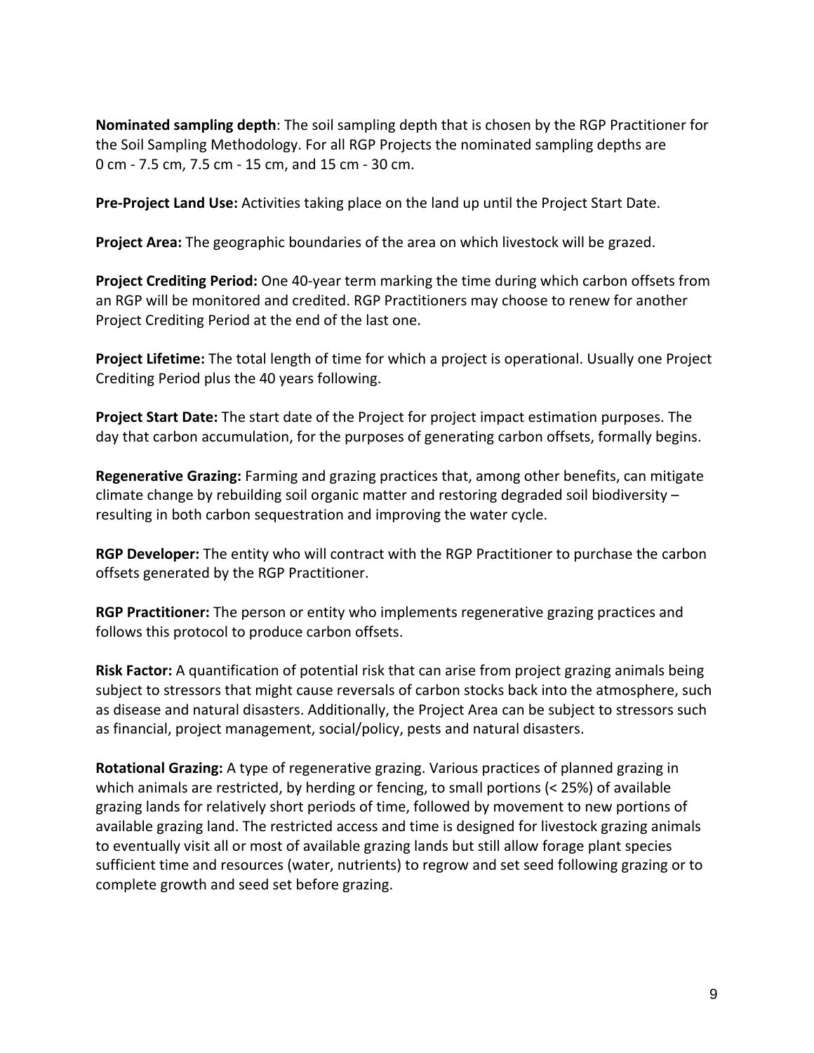**Nominated sampling depth**: The soil sampling depth that is chosen by the RGP Practitioner for the Soil Sampling Methodology. For all RGP Projects the nominated sampling depths are 0 cm - 7.5 cm, 7.5 cm - 15 cm, and 15 cm - 30 cm.

**Pre-Project Land Use:** Activities taking place on the land up until the Project Start Date.

**Project Area:** The geographic boundaries of the area on which livestock will be grazed.

**Project Crediting Period:** One 40-year term marking the time during which carbon offsets from an RGP will be monitored and credited. RGP Practitioners may choose to renew for another Project Crediting Period at the end of the last one.

**Project Lifetime:** The total length of time for which a project is operational. Usually one Project Crediting Period plus the 40 years following.

**Project Start Date:** The start date of the Project for project impact estimation purposes. The day that carbon accumulation, for the purposes of generating carbon offsets, formally begins.

**Regenerative Grazing:** Farming and grazing practices that, among other benefits, can mitigate climate change by rebuilding soil organic matter and restoring degraded soil biodiversity – resulting in both carbon sequestration and improving the water cycle.

**RGP Developer:** The entity who will contract with the RGP Practitioner to purchase the carbon offsets generated by the RGP Practitioner.

**RGP Practitioner:** The person or entity who implements regenerative grazing practices and follows this protocol to produce carbon offsets.

**Risk Factor:** A quantification of potential risk that can arise from project grazing animals being subject to stressors that might cause reversals of carbon stocks back into the atmosphere, such as disease and natural disasters. Additionally, the Project Area can be subject to stressors such as financial, project management, social/policy, pests and natural disasters.

**Rotational Grazing:** A type of regenerative grazing. Various practices of planned grazing in which animals are restricted, by herding or fencing, to small portions (< 25%) of available grazing lands for relatively short periods of time, followed by movement to new portions of available grazing land. The restricted access and time is designed for livestock grazing animals to eventually visit all or most of available grazing lands but still allow forage plant species sufficient time and resources (water, nutrients) to regrow and set seed following grazing or to complete growth and seed set before grazing.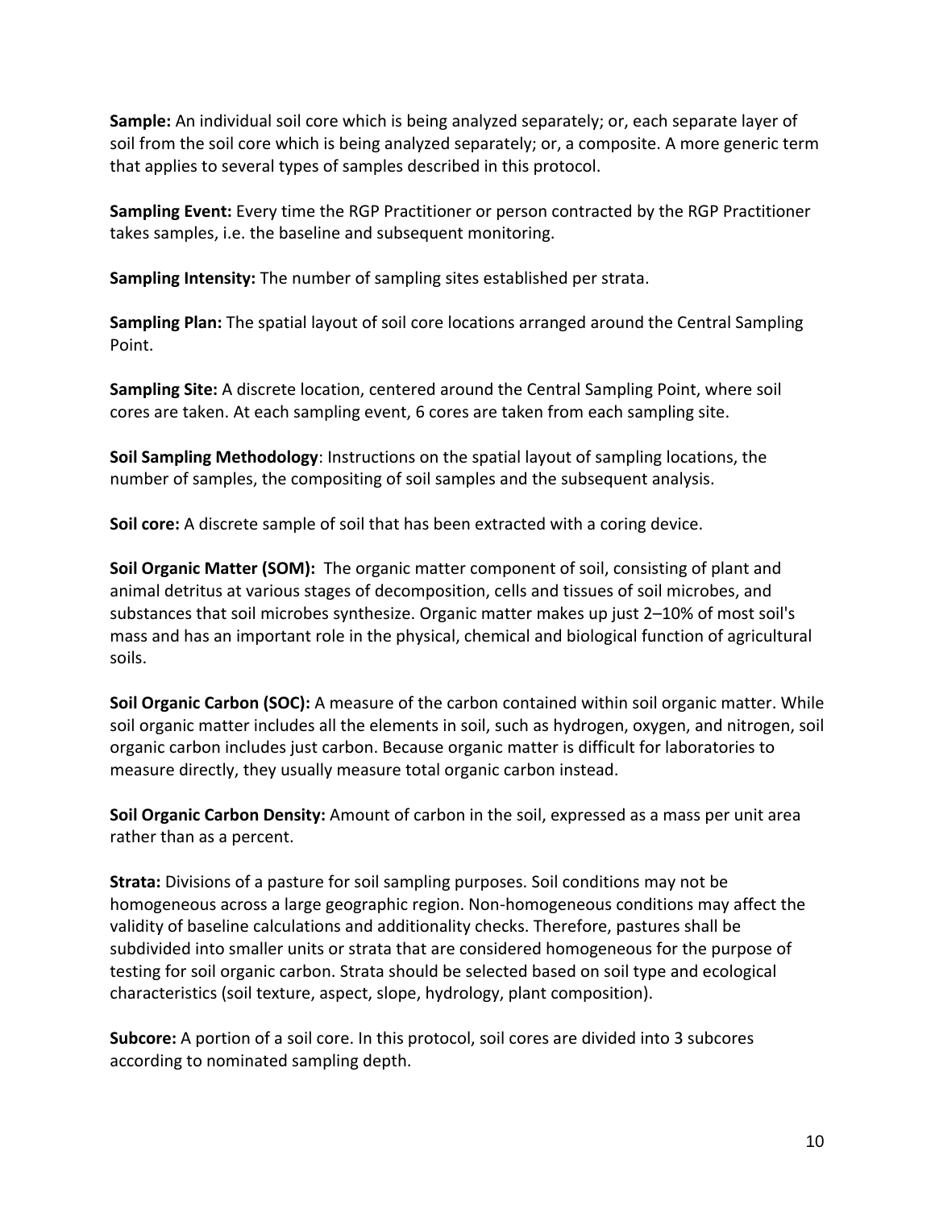**Sample:** An individual soil core which is being analyzed separately; or, each separate layer of soil from the soil core which is being analyzed separately; or, a composite. A more generic term that applies to several types of samples described in this protocol.

**Sampling Event:** Every time the RGP Practitioner or person contracted by the RGP Practitioner takes samples, i.e. the baseline and subsequent monitoring.

**Sampling Intensity:** The number of sampling sites established per strata.

**Sampling Plan:** The spatial layout of soil core locations arranged around the Central Sampling Point.

**Sampling Site:** A discrete location, centered around the Central Sampling Point, where soil cores are taken. At each sampling event, 6 cores are taken from each sampling site.

**Soil Sampling Methodology**: Instructions on the spatial layout of sampling locations, the number of samples, the compositing of soil samples and the subsequent analysis.

**Soil core:** A discrete sample of soil that has been extracted with a coring device.

**Soil Organic Matter (SOM):** The organic matter component of soil, consisting of plant and animal detritus at various stages of decomposition, cells and tissues of soil microbes, and substances that soil microbes synthesize. Organic matter makes up just 2–10% of most soil's mass and has an important role in the physical, chemical and biological function of agricultural soils.

**Soil Organic Carbon (SOC):** A measure of the carbon contained within soil organic matter. While soil organic matter includes all the elements in soil, such as hydrogen, oxygen, and nitrogen, soil organic carbon includes just carbon. Because organic matter is difficult for laboratories to measure directly, they usually measure total organic carbon instead.

**Soil Organic Carbon Density:** Amount of carbon in the soil, expressed as a mass per unit area rather than as a percent.

**Strata:** Divisions of a pasture for soil sampling purposes. Soil conditions may not be homogeneous across a large geographic region. Non-homogeneous conditions may affect the validity of baseline calculations and additionality checks. Therefore, pastures shall be subdivided into smaller units or strata that are considered homogeneous for the purpose of testing for soil organic carbon. Strata should be selected based on soil type and ecological characteristics (soil texture, aspect, slope, hydrology, plant composition).

**Subcore:** A portion of a soil core. In this protocol, soil cores are divided into 3 subcores according to nominated sampling depth.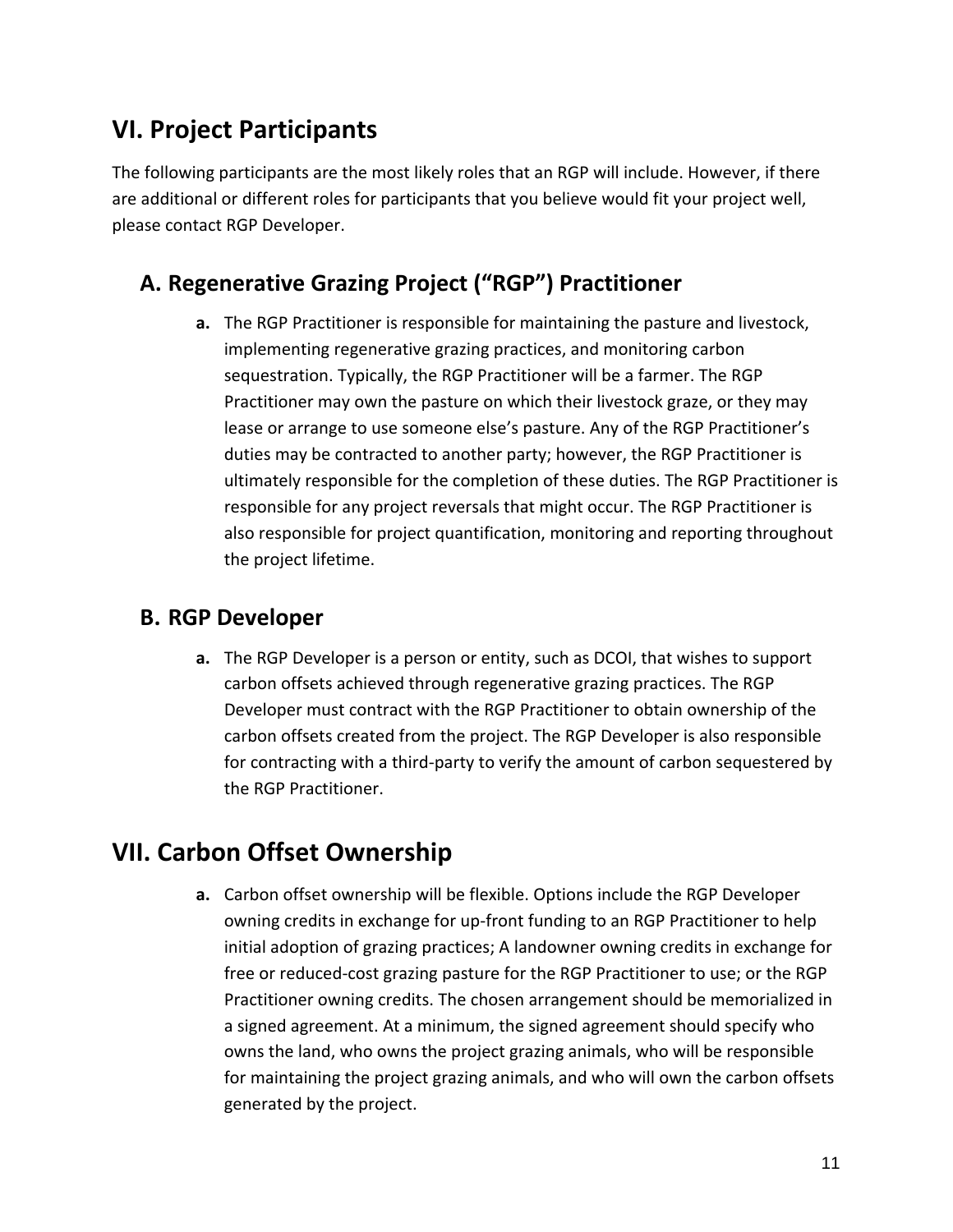# VI. Project Participants

The following participants are the most likely roles that an RGP will include. However, if there are additional or different roles for participants that you believe would fit your project well, please contact RGP Developer.

## A. Regenerative Grazing Project ("RGP") Practitioner

a. The RGP Practitioner is responsible for maintaining the pasture and livestock, implementing regenerative grazing practices, and monitoring carbon sequestration. Typically, the RGP Practitioner will be a farmer. The RGP Practitioner may own the pasture on which their livestock graze, or they may lease or arrange to use someone else's pasture. Any of the RGP Practitioner's duties may be contracted to another party; however, the RGP Practitioner is ultimately responsible for the completion of these duties. The RGP Practitioner is responsible for any project reversals that might occur. The RGP Practitioner is also responsible for project quantification, monitoring and reporting throughout the project lifetime.

## B. RGP Developer

a. The RGP Developer is a person or entity, such as DCOI, that wishes to support carbon offsets achieved through regenerative grazing practices. The RGP Developer must contract with the RGP Practitioner to obtain ownership of the carbon offsets created from the project. The RGP Developer is also responsible for contracting with a third-party to verify the amount of carbon sequestered by the RGP Practitioner.

# VII. Carbon Offset Ownership

a. Carbon offset ownership will be flexible. Options include the RGP Developer owning credits in exchange for up-front funding to an RGP Practitioner to help initial adoption of grazing practices; A landowner owning credits in exchange for free or reduced-cost grazing pasture for the RGP Practitioner to use; or the RGP Practitioner owning credits. The chosen arrangement should be memorialized in a signed agreement. At a minimum, the signed agreement should specify who owns the land, who owns the project grazing animals, who will be responsible for maintaining the project grazing animals, and who will own the carbon offsets generated by the project.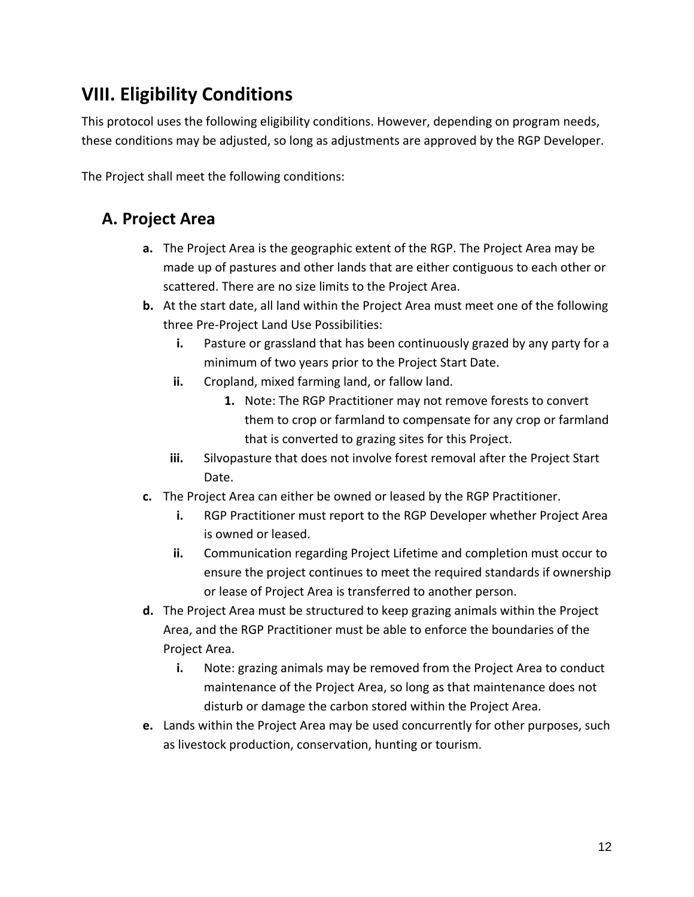## VIII. Eligibility Conditions

This protocol uses the following eligibility conditions. However, depending on program needs, these conditions may be adjusted, so long as adjustments are approved by the RGP Developer.

The Project shall meet the following conditions:

### A. Project Area

- **a.** The Project Area is the geographic extent of the RGP. The Project Area may be made up of pastures and other lands that are either contiguous to each other or scattered. There are no size limits to the Project Area.
- **b.** At the start date, all land within the Project Area must meet one of the following three Pre-Project Land Use Possibilities:
    - **i.** Pasture or grassland that has been continuously grazed by any party for a minimum of two years prior to the Project Start Date.
    - **ii.** Cropland, mixed farming land, or fallow land.
        - **1.** Note: The RGP Practitioner may not remove forests to convert them to crop or farmland to compensate for any crop or farmland that is converted to grazing sites for this Project.
    - **iii.** Silvopasture that does not involve forest removal after the Project Start Date.
- **c.** The Project Area can either be owned or leased by the RGP Practitioner.
    - **i.** RGP Practitioner must report to the RGP Developer whether Project Area is owned or leased.
    - **ii.** Communication regarding Project Lifetime and completion must occur to ensure the project continues to meet the required standards if ownership or lease of Project Area is transferred to another person.
- **d.** The Project Area must be structured to keep grazing animals within the Project Area, and the RGP Practitioner must be able to enforce the boundaries of the Project Area.
    - **i.** Note: grazing animals may be removed from the Project Area to conduct maintenance of the Project Area, so long as that maintenance does not disturb or damage the carbon stored within the Project Area.
- **e.** Lands within the Project Area may be used concurrently for other purposes, such as livestock production, conservation, hunting or tourism.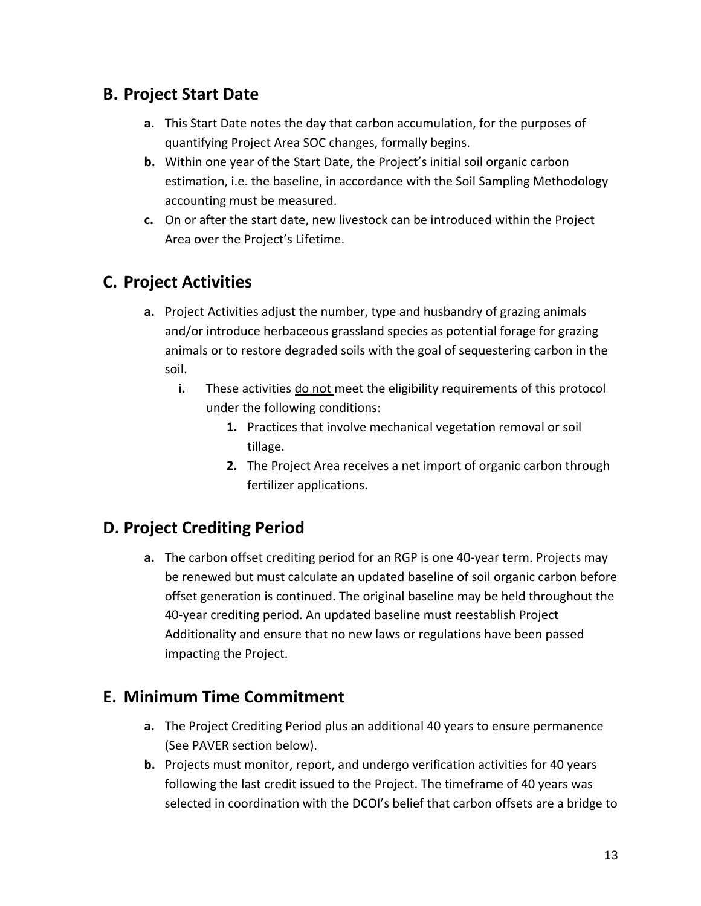## B. Project Start Date

- **a.** This Start Date notes the day that carbon accumulation, for the purposes of quantifying Project Area SOC changes, formally begins.
- **b.** Within one year of the Start Date, the Project's initial soil organic carbon estimation, i.e. the baseline, in accordance with the Soil Sampling Methodology accounting must be measured.
- **c.** On or after the start date, new livestock can be introduced within the Project Area over the Project's Lifetime.

## C. Project Activities

- **a.** Project Activities adjust the number, type and husbandry of grazing animals and/or introduce herbaceous grassland species as potential forage for grazing animals or to restore degraded soils with the goal of sequestering carbon in the soil.
  - **i.** These activities <u>do not</u> meet the eligibility requirements of this protocol under the following conditions:
    1. Practices that involve mechanical vegetation removal or soil tillage.
    2. The Project Area receives a net import of organic carbon through fertilizer applications.

## D. Project Crediting Period

- **a.** The carbon offset crediting period for an RGP is one 40-year term. Projects may be renewed but must calculate an updated baseline of soil organic carbon before offset generation is continued. The original baseline may be held throughout the 40-year crediting period. An updated baseline must reestablish Project Additionality and ensure that no new laws or regulations have been passed impacting the Project.

## E. Minimum Time Commitment

- **a.** The Project Crediting Period plus an additional 40 years to ensure permanence (See PAVER section below).
- **b.** Projects must monitor, report, and undergo verification activities for 40 years following the last credit issued to the Project. The timeframe of 40 years was selected in coordination with the DCOI's belief that carbon offsets are a bridge to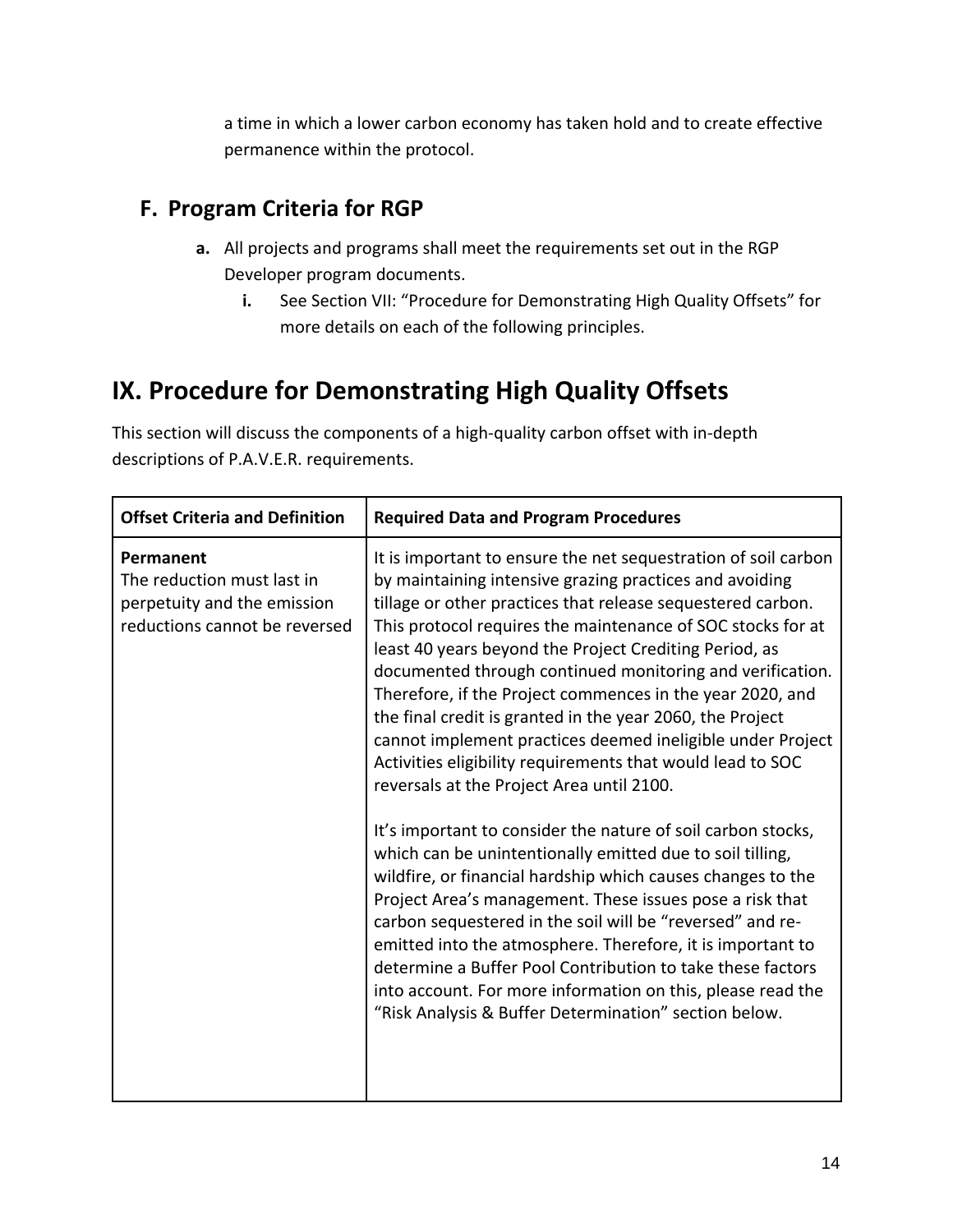a time in which a lower carbon economy has taken hold and to create effective permanence within the protocol.

## F. Program Criteria for RGP

- **a.** All projects and programs shall meet the requirements set out in the RGP Developer program documents.
  - **i.** See Section VII: "Procedure for Demonstrating High Quality Offsets" for more details on each of the following principles.

# IX. Procedure for Demonstrating High Quality Offsets

This section will discuss the components of a high-quality carbon offset with in-depth descriptions of P.A.V.E.R. requirements.

| Offset Criteria and Definition | Required Data and Program Procedures |
|---|---|
| **Permanent**<br>The reduction must last in perpetuity and the emission reductions cannot be reversed | It is important to ensure the net sequestration of soil carbon by maintaining intensive grazing practices and avoiding tillage or other practices that release sequestered carbon. This protocol requires the maintenance of SOC stocks for at least 40 years beyond the Project Crediting Period, as documented through continued monitoring and verification. Therefore, if the Project commences in the year 2020, and the final credit is granted in the year 2060, the Project cannot implement practices deemed ineligible under Project Activities eligibility requirements that would lead to SOC reversals at the Project Area until 2100.<br><br>It's important to consider the nature of soil carbon stocks, which can be unintentionally emitted due to soil tilling, wildfire, or financial hardship which causes changes to the Project Area's management. These issues pose a risk that carbon sequestered in the soil will be "reversed" and re-emitted into the atmosphere. Therefore, it is important to determine a Buffer Pool Contribution to take these factors into account. For more information on this, please read the "Risk Analysis & Buffer Determination" section below. |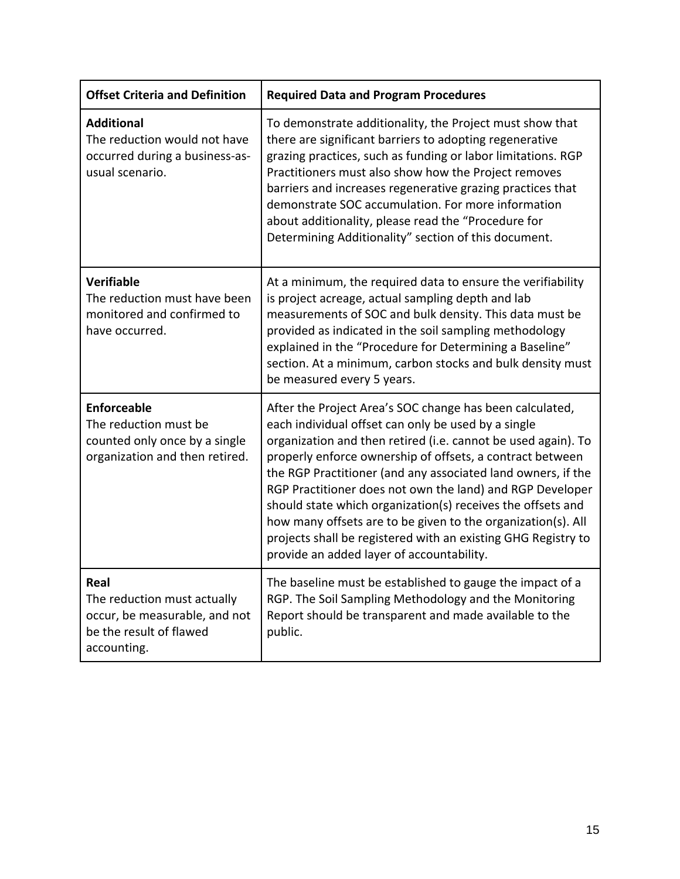| Offset Criteria and Definition | Required Data and Program Procedures |
| --- | --- |
| **Additional**<br>The reduction would not have occurred during a business-as-usual scenario. | To demonstrate additionality, the Project must show that there are significant barriers to adopting regenerative grazing practices, such as funding or labor limitations. RGP Practitioners must also show how the Project removes barriers and increases regenerative grazing practices that demonstrate SOC accumulation. For more information about additionality, please read the "Procedure for Determining Additionality" section of this document. |
| **Verifiable**<br>The reduction must have been monitored and confirmed to have occurred. | At a minimum, the required data to ensure the verifiability is project acreage, actual sampling depth and lab measurements of SOC and bulk density. This data must be provided as indicated in the soil sampling methodology explained in the "Procedure for Determining a Baseline" section. At a minimum, carbon stocks and bulk density must be measured every 5 years. |
| **Enforceable**<br>The reduction must be counted only once by a single organization and then retired. | After the Project Area's SOC change has been calculated, each individual offset can only be used by a single organization and then retired (i.e. cannot be used again). To properly enforce ownership of offsets, a contract between the RGP Practitioner (and any associated land owners, if the RGP Practitioner does not own the land) and RGP Developer should state which organization(s) receives the offsets and how many offsets are to be given to the organization(s). All projects shall be registered with an existing GHG Registry to provide an added layer of accountability. |
| **Real**<br>The reduction must actually occur, be measurable, and not be the result of flawed accounting. | The baseline must be established to gauge the impact of a RGP. The Soil Sampling Methodology and the Monitoring Report should be transparent and made available to the public. |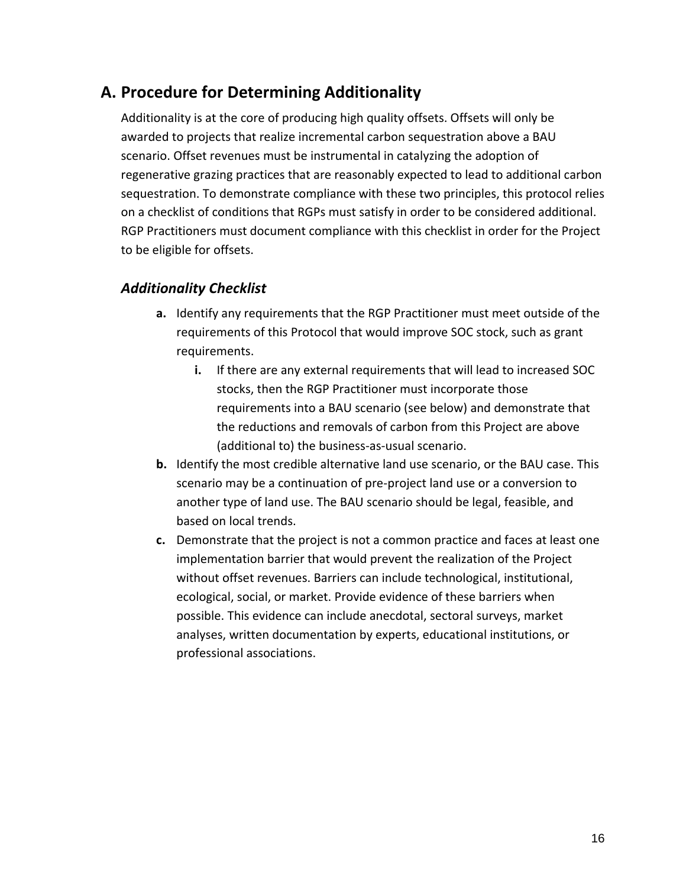## A. Procedure for Determining Additionality

Additionality is at the core of producing high quality offsets. Offsets will only be awarded to projects that realize incremental carbon sequestration above a BAU scenario. Offset revenues must be instrumental in catalyzing the adoption of regenerative grazing practices that are reasonably expected to lead to additional carbon sequestration. To demonstrate compliance with these two principles, this protocol relies on a checklist of conditions that RGPs must satisfy in order to be considered additional. RGP Practitioners must document compliance with this checklist in order for the Project to be eligible for offsets.

### *Additionality Checklist*

- **a.** Identify any requirements that the RGP Practitioner must meet outside of the requirements of this Protocol that would improve SOC stock, such as grant requirements.
  - **i.** If there are any external requirements that will lead to increased SOC stocks, then the RGP Practitioner must incorporate those requirements into a BAU scenario (see below) and demonstrate that the reductions and removals of carbon from this Project are above (additional to) the business-as-usual scenario.
- **b.** Identify the most credible alternative land use scenario, or the BAU case. This scenario may be a continuation of pre-project land use or a conversion to another type of land use. The BAU scenario should be legal, feasible, and based on local trends.
- **c.** Demonstrate that the project is not a common practice and faces at least one implementation barrier that would prevent the realization of the Project without offset revenues. Barriers can include technological, institutional, ecological, social, or market. Provide evidence of these barriers when possible. This evidence can include anecdotal, sectoral surveys, market analyses, written documentation by experts, educational institutions, or professional associations.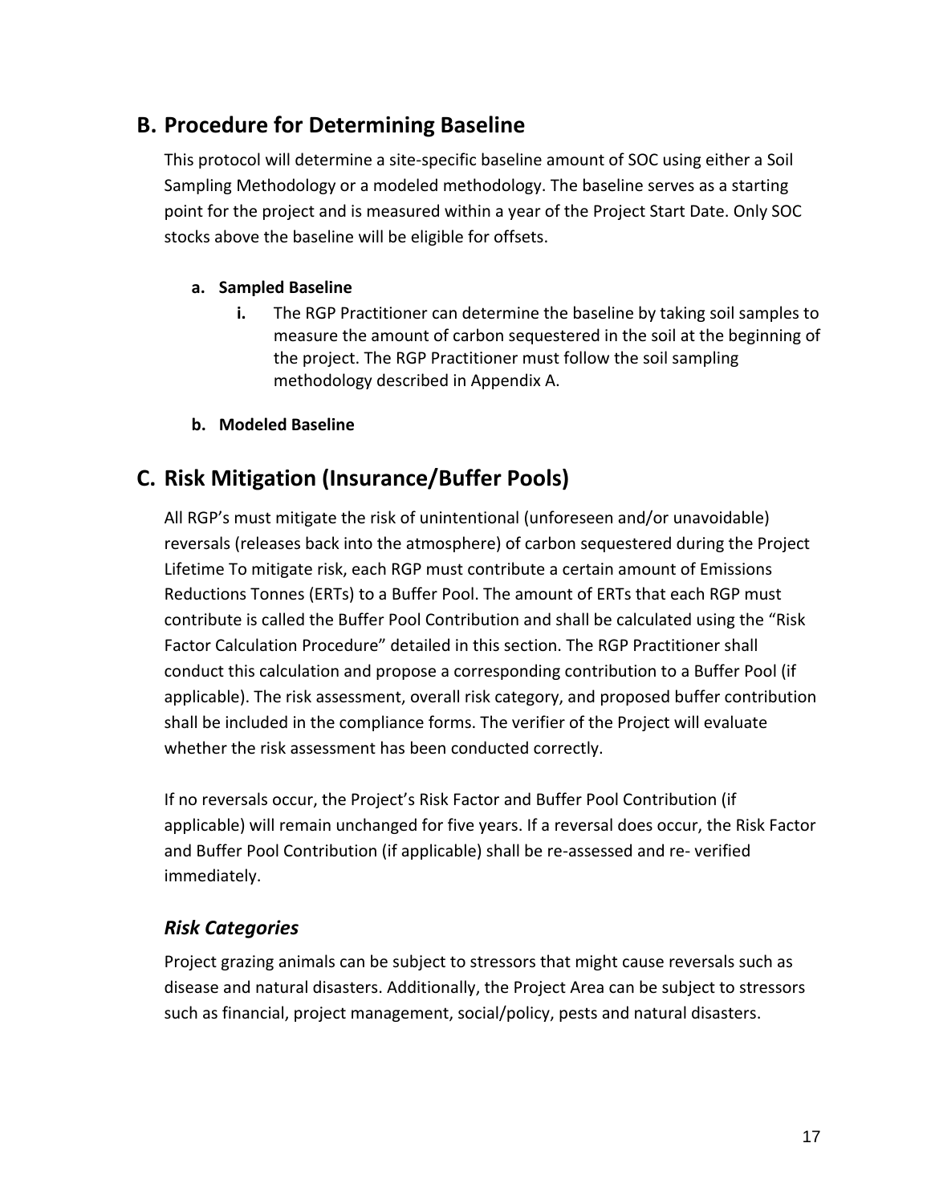## B. Procedure for Determining Baseline

This protocol will determine a site-specific baseline amount of SOC using either a Soil Sampling Methodology or a modeled methodology. The baseline serves as a starting point for the project and is measured within a year of the Project Start Date. Only SOC stocks above the baseline will be eligible for offsets.

**a. Sampled Baseline**

  **i.** The RGP Practitioner can determine the baseline by taking soil samples to measure the amount of carbon sequestered in the soil at the beginning of the project. The RGP Practitioner must follow the soil sampling methodology described in Appendix A.

**b. Modeled Baseline**

## C. Risk Mitigation (Insurance/Buffer Pools)

All RGP's must mitigate the risk of unintentional (unforeseen and/or unavoidable) reversals (releases back into the atmosphere) of carbon sequestered during the Project Lifetime To mitigate risk, each RGP must contribute a certain amount of Emissions Reductions Tonnes (ERTs) to a Buffer Pool. The amount of ERTs that each RGP must contribute is called the Buffer Pool Contribution and shall be calculated using the "Risk Factor Calculation Procedure" detailed in this section. The RGP Practitioner shall conduct this calculation and propose a corresponding contribution to a Buffer Pool (if applicable). The risk assessment, overall risk category, and proposed buffer contribution shall be included in the compliance forms. The verifier of the Project will evaluate whether the risk assessment has been conducted correctly.

If no reversals occur, the Project's Risk Factor and Buffer Pool Contribution (if applicable) will remain unchanged for five years. If a reversal does occur, the Risk Factor and Buffer Pool Contribution (if applicable) shall be re-assessed and re- verified immediately.

### *Risk Categories*

Project grazing animals can be subject to stressors that might cause reversals such as disease and natural disasters. Additionally, the Project Area can be subject to stressors such as financial, project management, social/policy, pests and natural disasters.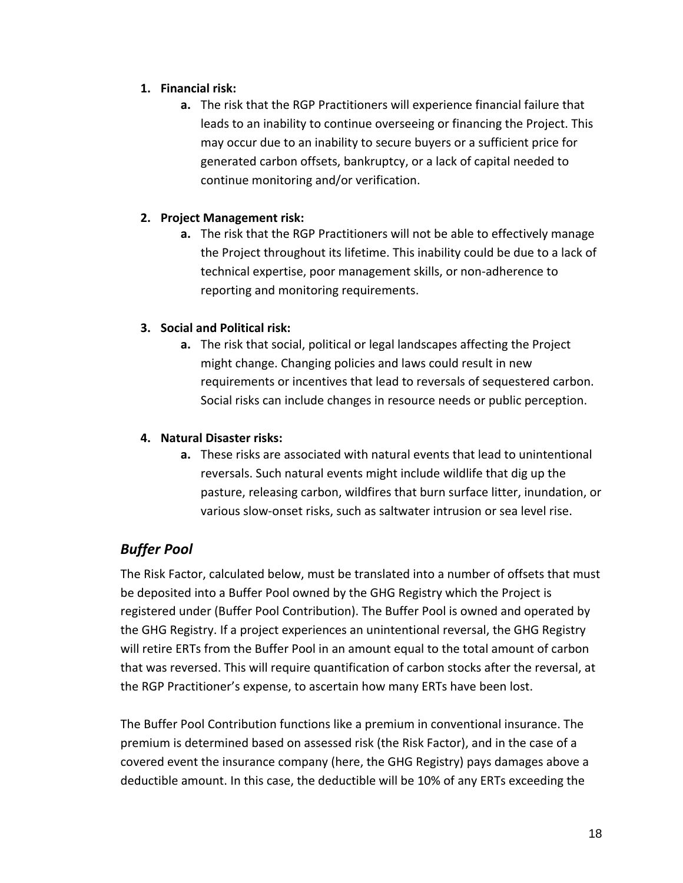1. **Financial risk:**
    a. The risk that the RGP Practitioners will experience financial failure that leads to an inability to continue overseeing or financing the Project. This may occur due to an inability to secure buyers or a sufficient price for generated carbon offsets, bankruptcy, or a lack of capital needed to continue monitoring and/or verification.

2. **Project Management risk:**
    a. The risk that the RGP Practitioners will not be able to effectively manage the Project throughout its lifetime. This inability could be due to a lack of technical expertise, poor management skills, or non-adherence to reporting and monitoring requirements.

3. **Social and Political risk:**
    a. The risk that social, political or legal landscapes affecting the Project might change. Changing policies and laws could result in new requirements or incentives that lead to reversals of sequestered carbon. Social risks can include changes in resource needs or public perception.

4. **Natural Disaster risks:**
    a. These risks are associated with natural events that lead to unintentional reversals. Such natural events might include wildlife that dig up the pasture, releasing carbon, wildfires that burn surface litter, inundation, or various slow-onset risks, such as saltwater intrusion or sea level rise.

## *Buffer Pool*

The Risk Factor, calculated below, must be translated into a number of offsets that must be deposited into a Buffer Pool owned by the GHG Registry which the Project is registered under (Buffer Pool Contribution). The Buffer Pool is owned and operated by the GHG Registry. If a project experiences an unintentional reversal, the GHG Registry will retire ERTs from the Buffer Pool in an amount equal to the total amount of carbon that was reversed. This will require quantification of carbon stocks after the reversal, at the RGP Practitioner's expense, to ascertain how many ERTs have been lost.

The Buffer Pool Contribution functions like a premium in conventional insurance. The premium is determined based on assessed risk (the Risk Factor), and in the case of a covered event the insurance company (here, the GHG Registry) pays damages above a deductible amount. In this case, the deductible will be 10% of any ERTs exceeding the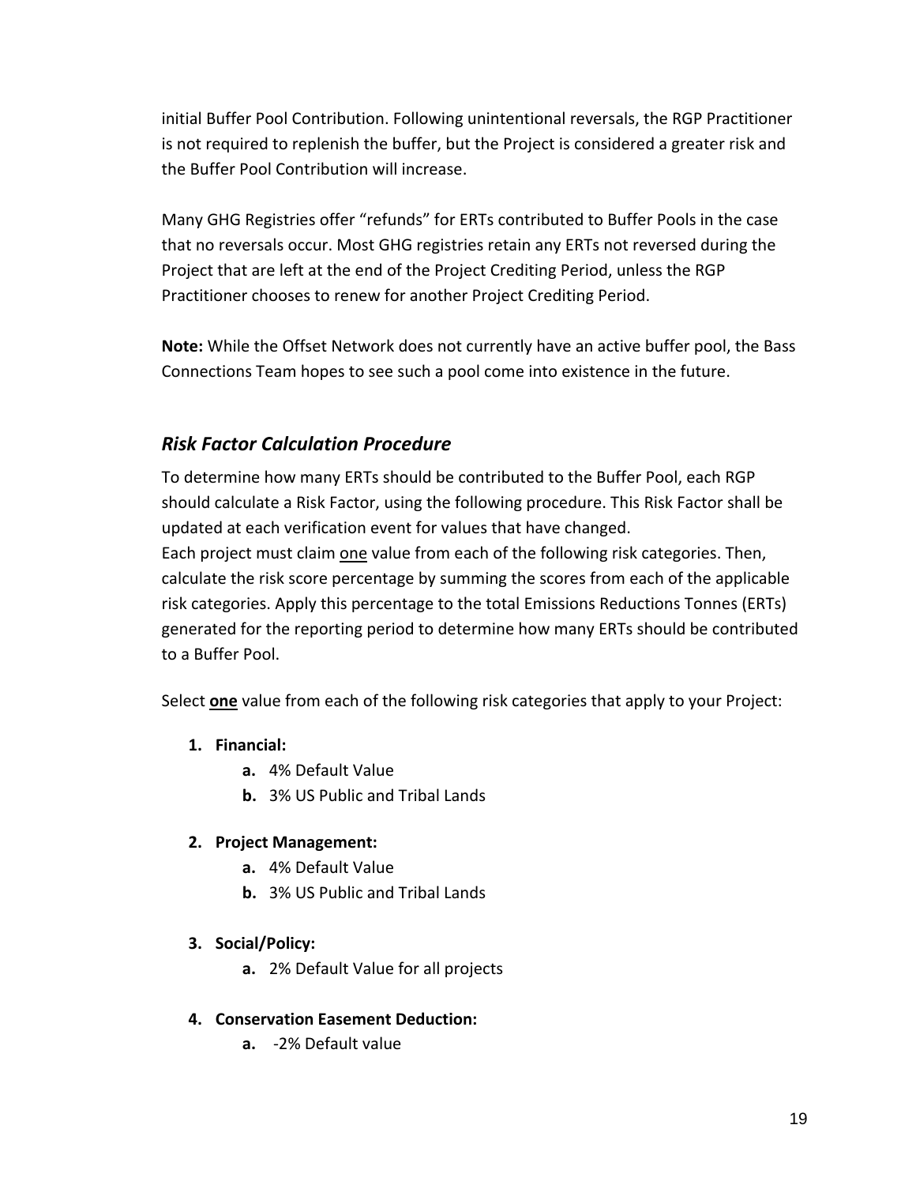initial Buffer Pool Contribution. Following unintentional reversals, the RGP Practitioner is not required to replenish the buffer, but the Project is considered a greater risk and the Buffer Pool Contribution will increase.

Many GHG Registries offer "refunds" for ERTs contributed to Buffer Pools in the case that no reversals occur. Most GHG registries retain any ERTs not reversed during the Project that are left at the end of the Project Crediting Period, unless the RGP Practitioner chooses to renew for another Project Crediting Period.

**Note:** While the Offset Network does not currently have an active buffer pool, the Bass Connections Team hopes to see such a pool come into existence in the future.

## *Risk Factor Calculation Procedure*

To determine how many ERTs should be contributed to the Buffer Pool, each RGP should calculate a Risk Factor, using the following procedure. This Risk Factor shall be updated at each verification event for values that have changed.
Each project must claim one value from each of the following risk categories. Then, calculate the risk score percentage by summing the scores from each of the applicable risk categories. Apply this percentage to the total Emissions Reductions Tonnes (ERTs) generated for the reporting period to determine how many ERTs should be contributed to a Buffer Pool.

Select **one** value from each of the following risk categories that apply to your Project:

1. **Financial:**
   a. 4% Default Value
   b. 3% US Public and Tribal Lands
2. **Project Management:**
   a. 4% Default Value
   b. 3% US Public and Tribal Lands
3. **Social/Policy:**
   a. 2% Default Value for all projects
4. **Conservation Easement Deduction:**
   a. -2% Default value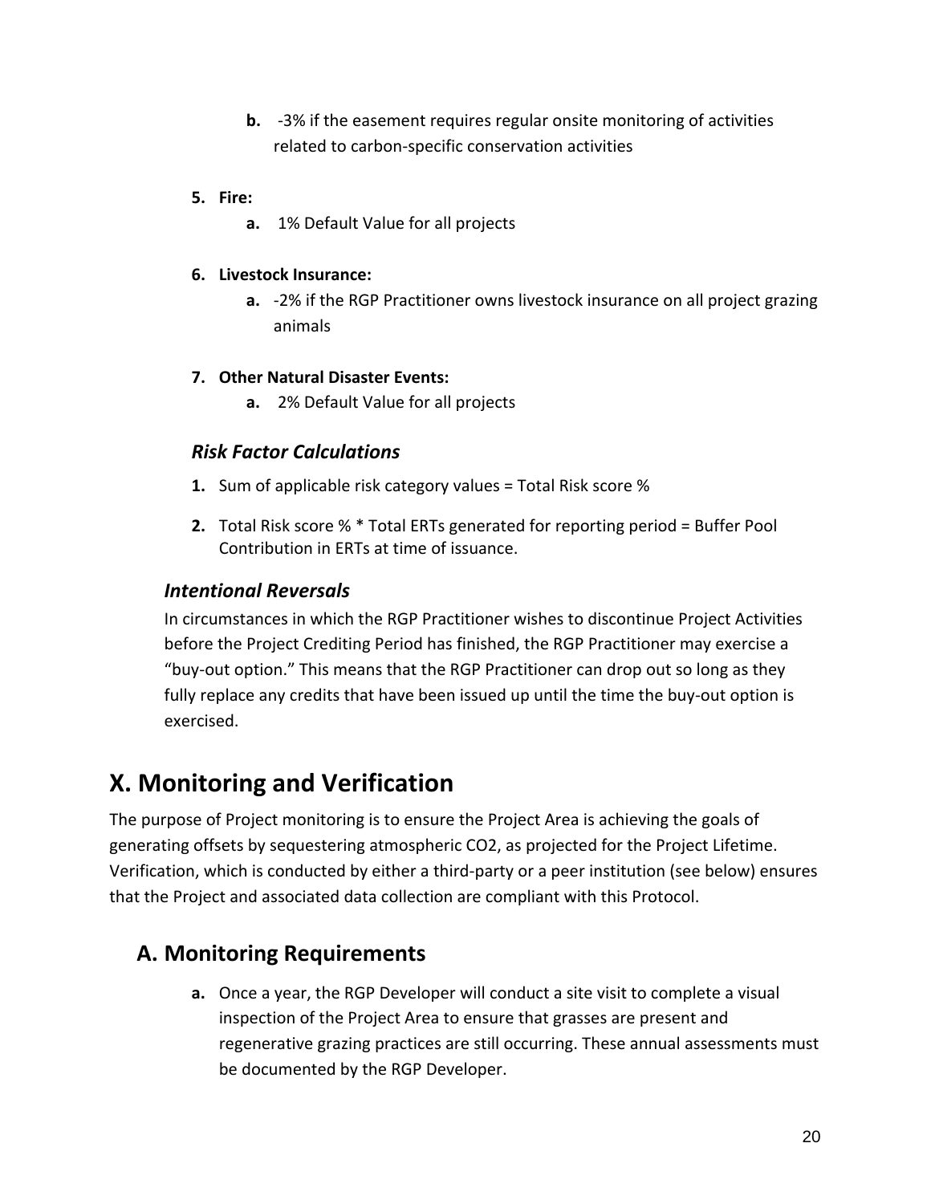b. -3% if the easement requires regular onsite monitoring of activities related to carbon-specific conservation activities

5. **Fire:**
   a. 1% Default Value for all projects

6. **Livestock Insurance:**
   a. -2% if the RGP Practitioner owns livestock insurance on all project grazing animals

7. **Other Natural Disaster Events:**
   a. 2% Default Value for all projects

### *Risk Factor Calculations*

1. Sum of applicable risk category values = Total Risk score %
2. Total Risk score % * Total ERTs generated for reporting period = Buffer Pool Contribution in ERTs at time of issuance.

### *Intentional Reversals*

In circumstances in which the RGP Practitioner wishes to discontinue Project Activities before the Project Crediting Period has finished, the RGP Practitioner may exercise a "buy-out option." This means that the RGP Practitioner can drop out so long as they fully replace any credits that have been issued up until the time the buy-out option is exercised.

# X. Monitoring and Verification

The purpose of Project monitoring is to ensure the Project Area is achieving the goals of generating offsets by sequestering atmospheric $CO_2$, as projected for the Project Lifetime. Verification, which is conducted by either a third-party or a peer institution (see below) ensures that the Project and associated data collection are compliant with this Protocol.

## A. Monitoring Requirements

a. Once a year, the RGP Developer will conduct a site visit to complete a visual inspection of the Project Area to ensure that grasses are present and regenerative grazing practices are still occurring. These annual assessments must be documented by the RGP Developer.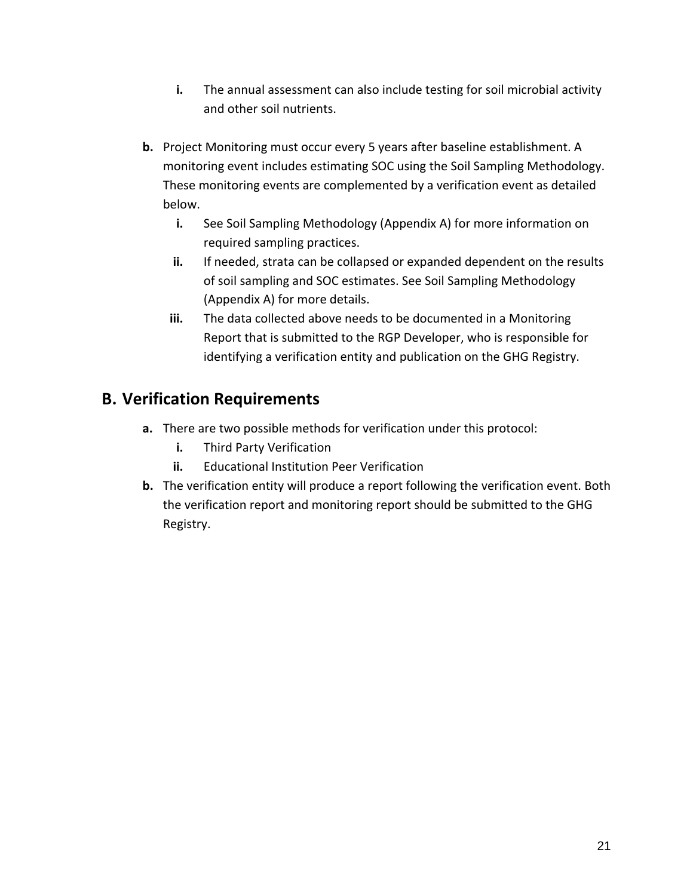i. The annual assessment can also include testing for soil microbial activity and other soil nutrients.

**b.** Project Monitoring must occur every 5 years after baseline establishment. A monitoring event includes estimating SOC using the Soil Sampling Methodology. These monitoring events are complemented by a verification event as detailed below.

  i. See Soil Sampling Methodology (Appendix A) for more information on required sampling practices.

  ii. If needed, strata can be collapsed or expanded dependent on the results of soil sampling and SOC estimates. See Soil Sampling Methodology (Appendix A) for more details.

  iii. The data collected above needs to be documented in a Monitoring Report that is submitted to the RGP Developer, who is responsible for identifying a verification entity and publication on the GHG Registry.

## B. Verification Requirements

**a.** There are two possible methods for verification under this protocol:

  i. Third Party Verification

  ii. Educational Institution Peer Verification

**b.** The verification entity will produce a report following the verification event. Both the verification report and monitoring report should be submitted to the GHG Registry.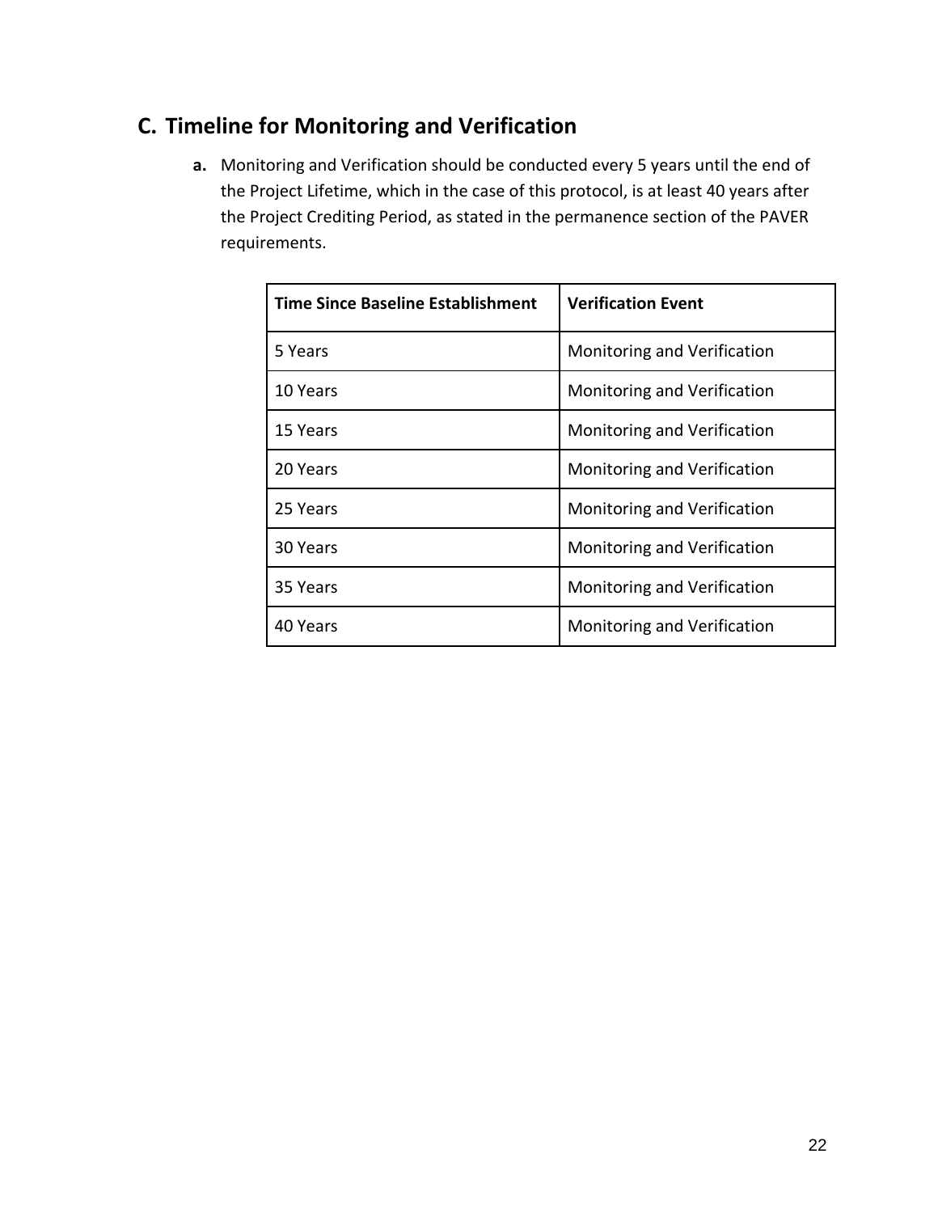## C. Timeline for Monitoring and Verification

**a.** Monitoring and Verification should be conducted every 5 years until the end of the Project Lifetime, which in the case of this protocol, is at least 40 years after the Project Crediting Period, as stated in the permanence section of the PAVER requirements.

| Time Since Baseline Establishment | Verification Event |
|---|---|
| 5 Years | Monitoring and Verification |
| 10 Years | Monitoring and Verification |
| 15 Years | Monitoring and Verification |
| 20 Years | Monitoring and Verification |
| 25 Years | Monitoring and Verification |
| 30 Years | Monitoring and Verification |
| 35 Years | Monitoring and Verification |
| 40 Years | Monitoring and Verification |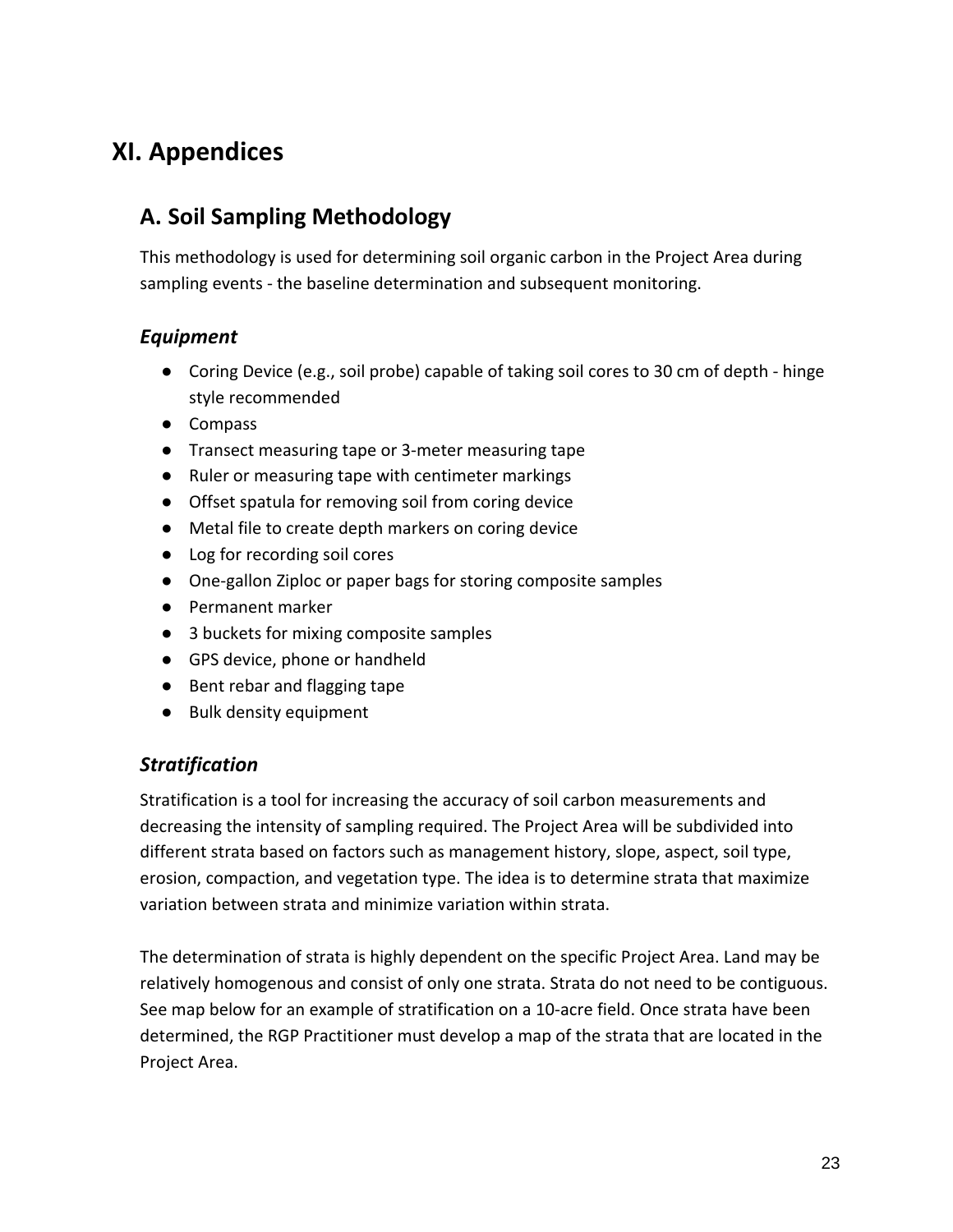# XI. Appendices

## A. Soil Sampling Methodology

This methodology is used for determining soil organic carbon in the Project Area during sampling events - the baseline determination and subsequent monitoring.

### *Equipment*

- Coring Device (e.g., soil probe) capable of taking soil cores to 30 cm of depth - hinge style recommended
- Compass
- Transect measuring tape or 3-meter measuring tape
- Ruler or measuring tape with centimeter markings
- Offset spatula for removing soil from coring device
- Metal file to create depth markers on coring device
- Log for recording soil cores
- One-gallon Ziploc or paper bags for storing composite samples
- Permanent marker
- 3 buckets for mixing composite samples
- GPS device, phone or handheld
- Bent rebar and flagging tape
- Bulk density equipment

### *Stratification*

Stratification is a tool for increasing the accuracy of soil carbon measurements and decreasing the intensity of sampling required. The Project Area will be subdivided into different strata based on factors such as management history, slope, aspect, soil type, erosion, compaction, and vegetation type. The idea is to determine strata that maximize variation between strata and minimize variation within strata.

The determination of strata is highly dependent on the specific Project Area. Land may be relatively homogenous and consist of only one strata. Strata do not need to be contiguous. See map below for an example of stratification on a 10-acre field. Once strata have been determined, the RGP Practitioner must develop a map of the strata that are located in the Project Area.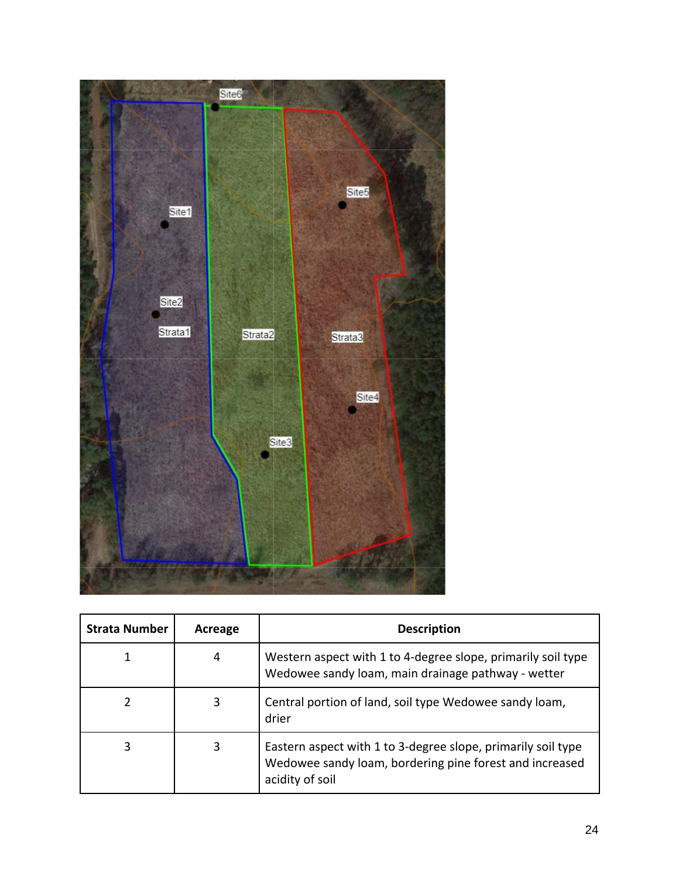| Strata Number | Acreage | Description |
|---|---|---|
| 1 | 4 | Western aspect with 1 to 4-degree slope, primarily soil type Wedowee sandy loam, main drainage pathway - wetter |
| 2 | 3 | Central portion of land, soil type Wedowee sandy loam, drier |
| 3 | 3 | Eastern aspect with 1 to 3-degree slope, primarily soil type Wedowee sandy loam, bordering pine forest and increased acidity of soil |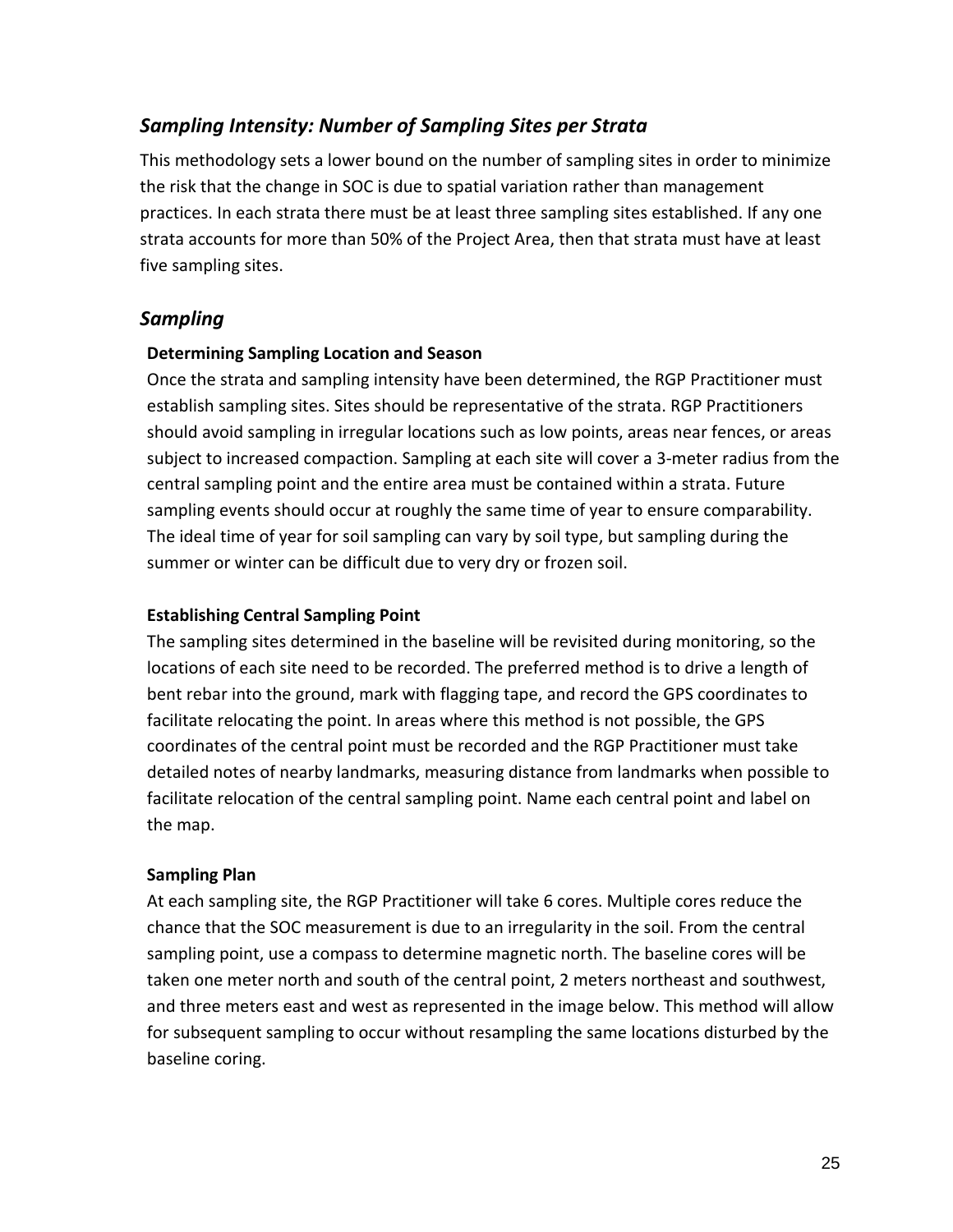## *Sampling Intensity: Number of Sampling Sites per Strata*

This methodology sets a lower bound on the number of sampling sites in order to minimize the risk that the change in SOC is due to spatial variation rather than management practices. In each strata there must be at least three sampling sites established. If any one strata accounts for more than 50% of the Project Area, then that strata must have at least five sampling sites.

## *Sampling*

### Determining Sampling Location and Season

Once the strata and sampling intensity have been determined, the RGP Practitioner must establish sampling sites. Sites should be representative of the strata. RGP Practitioners should avoid sampling in irregular locations such as low points, areas near fences, or areas subject to increased compaction. Sampling at each site will cover a 3-meter radius from the central sampling point and the entire area must be contained within a strata. Future sampling events should occur at roughly the same time of year to ensure comparability. The ideal time of year for soil sampling can vary by soil type, but sampling during the summer or winter can be difficult due to very dry or frozen soil.

### Establishing Central Sampling Point

The sampling sites determined in the baseline will be revisited during monitoring, so the locations of each site need to be recorded. The preferred method is to drive a length of bent rebar into the ground, mark with flagging tape, and record the GPS coordinates to facilitate relocating the point. In areas where this method is not possible, the GPS coordinates of the central point must be recorded and the RGP Practitioner must take detailed notes of nearby landmarks, measuring distance from landmarks when possible to facilitate relocation of the central sampling point. Name each central point and label on the map.

### Sampling Plan

At each sampling site, the RGP Practitioner will take 6 cores. Multiple cores reduce the chance that the SOC measurement is due to an irregularity in the soil. From the central sampling point, use a compass to determine magnetic north. The baseline cores will be taken one meter north and south of the central point, 2 meters northeast and southwest, and three meters east and west as represented in the image below. This method will allow for subsequent sampling to occur without resampling the same locations disturbed by the baseline coring.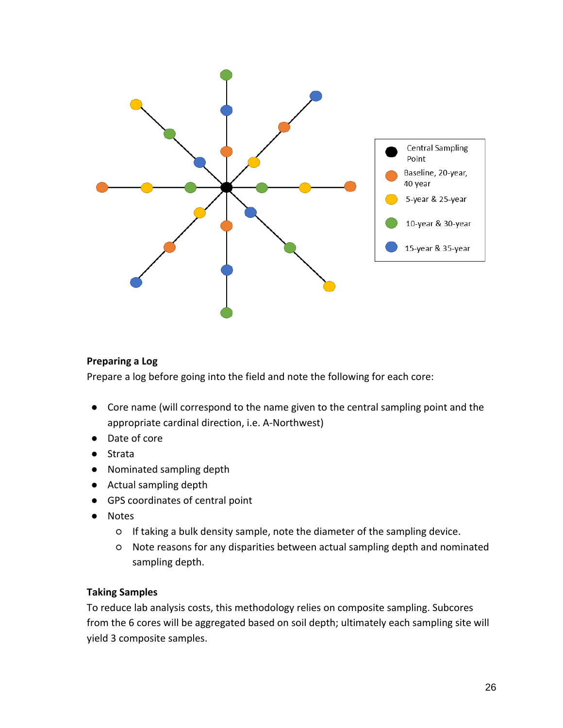Central Sampling Point

Baseline, 20-year, 40 year

5-year & 25-year

10-year & 30-year

15-year & 35-year

**Preparing a Log**

Prepare a log before going into the field and note the following for each core:

- Core name (will correspond to the name given to the central sampling point and the appropriate cardinal direction, i.e. A-Northwest)
- Date of core
- Strata
- Nominated sampling depth
- Actual sampling depth
- GPS coordinates of central point
- Notes
    - If taking a bulk density sample, note the diameter of the sampling device.
    - Note reasons for any disparities between actual sampling depth and nominated sampling depth.

**Taking Samples**

To reduce lab analysis costs, this methodology relies on composite sampling. Subcores from the 6 cores will be aggregated based on soil depth; ultimately each sampling site will yield 3 composite samples.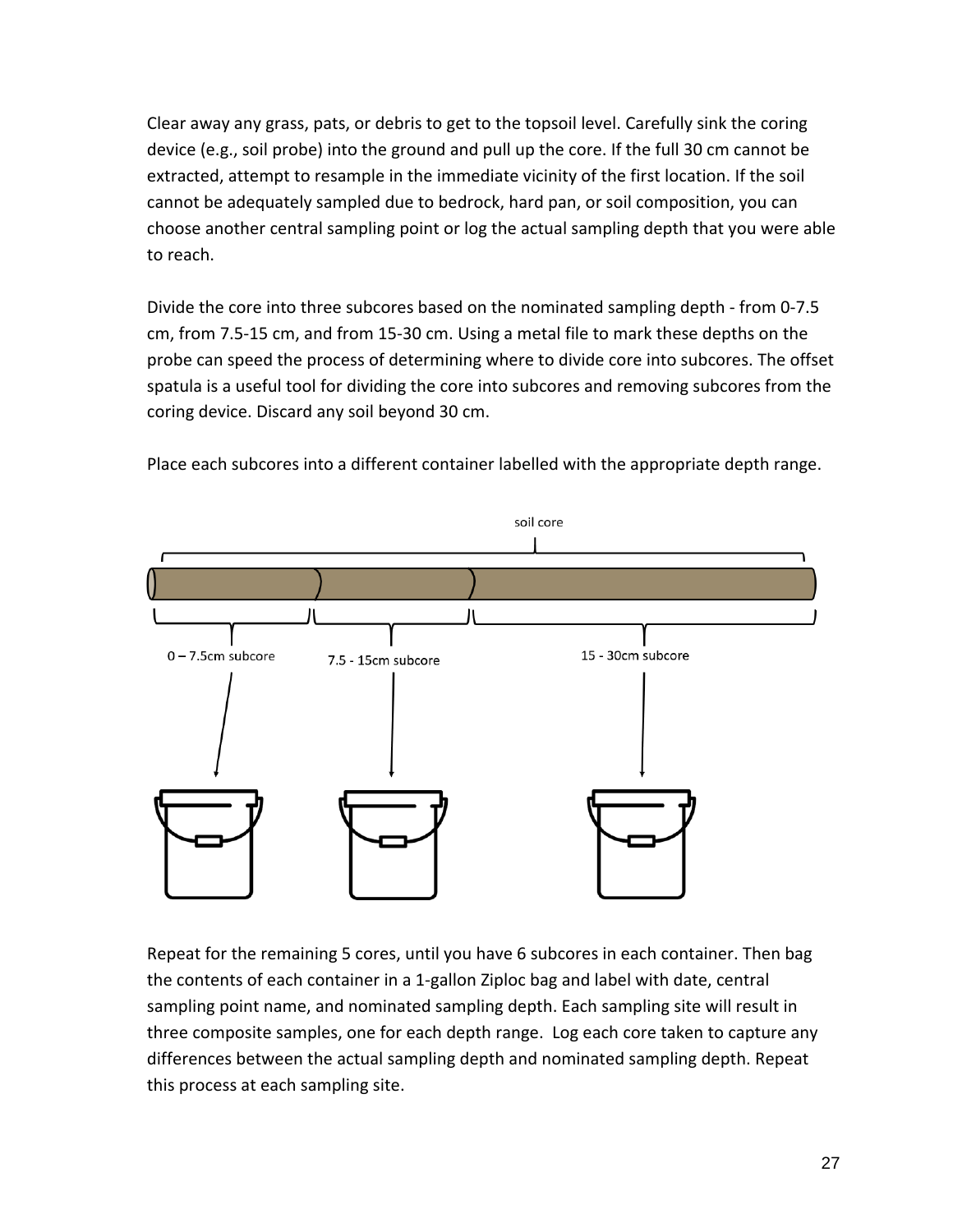Clear away any grass, pats, or debris to get to the topsoil level. Carefully sink the coring device (e.g., soil probe) into the ground and pull up the core. If the full 30 cm cannot be extracted, attempt to resample in the immediate vicinity of the first location. If the soil cannot be adequately sampled due to bedrock, hard pan, or soil composition, you can choose another central sampling point or log the actual sampling depth that you were able to reach.

Divide the core into three subcores based on the nominated sampling depth - from 0-7.5 cm, from 7.5-15 cm, and from 15-30 cm. Using a metal file to mark these depths on the probe can speed the process of determining where to divide core into subcores. The offset spatula is a useful tool for dividing the core into subcores and removing subcores from the coring device. Discard any soil beyond 30 cm.

Place each subcores into a different container labelled with the appropriate depth range.

soil core

0 – 7.5cm subcore

7.5 - 15cm subcore

15 - 30cm subcore

Repeat for the remaining 5 cores, until you have 6 subcores in each container. Then bag the contents of each container in a 1-gallon Ziploc bag and label with date, central sampling point name, and nominated sampling depth. Each sampling site will result in three composite samples, one for each depth range. Log each core taken to capture any differences between the actual sampling depth and nominated sampling depth. Repeat this process at each sampling site.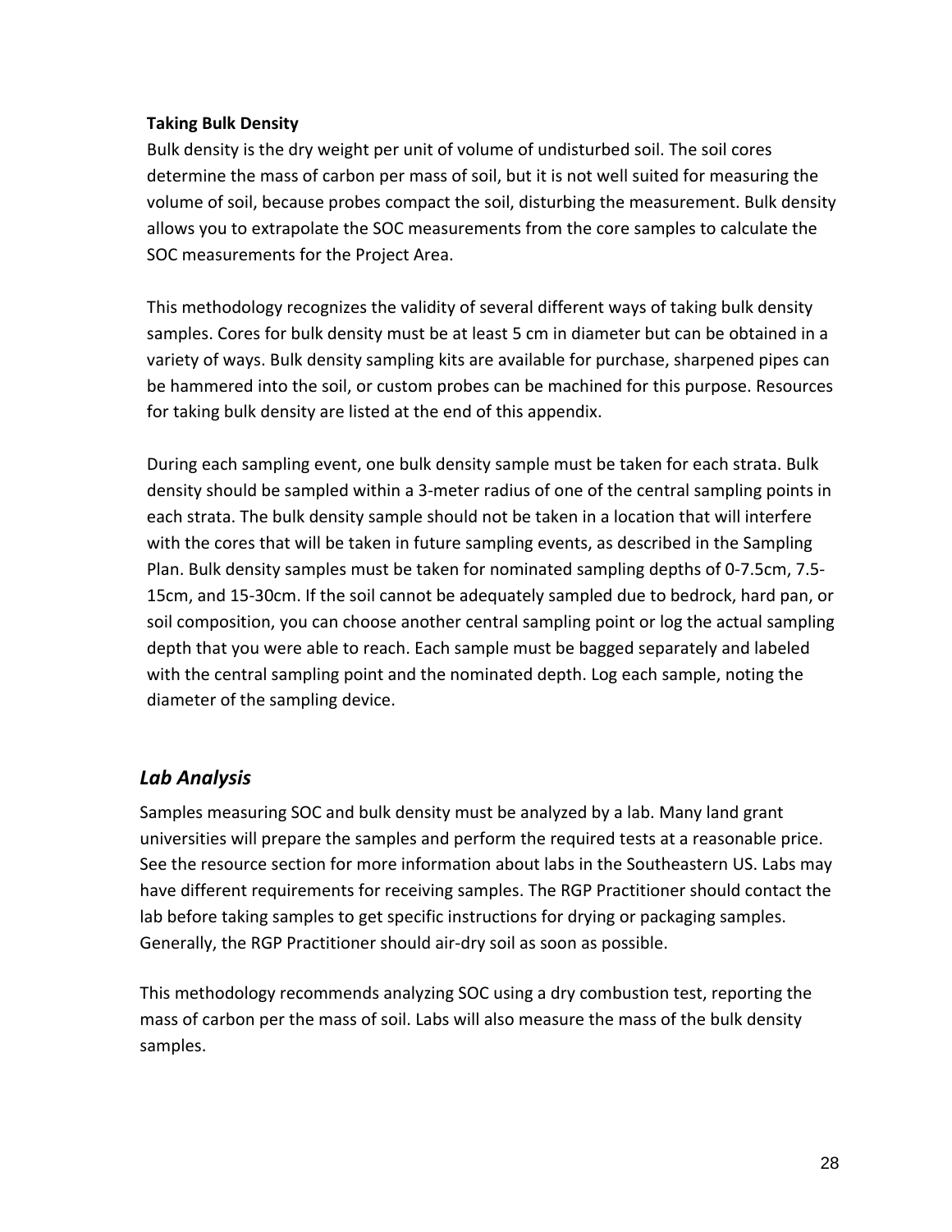**Taking Bulk Density**

Bulk density is the dry weight per unit of volume of undisturbed soil. The soil cores determine the mass of carbon per mass of soil, but it is not well suited for measuring the volume of soil, because probes compact the soil, disturbing the measurement. Bulk density allows you to extrapolate the SOC measurements from the core samples to calculate the SOC measurements for the Project Area.

This methodology recognizes the validity of several different ways of taking bulk density samples. Cores for bulk density must be at least 5 cm in diameter but can be obtained in a variety of ways. Bulk density sampling kits are available for purchase, sharpened pipes can be hammered into the soil, or custom probes can be machined for this purpose. Resources for taking bulk density are listed at the end of this appendix.

During each sampling event, one bulk density sample must be taken for each strata. Bulk density should be sampled within a 3-meter radius of one of the central sampling points in each strata. The bulk density sample should not be taken in a location that will interfere with the cores that will be taken in future sampling events, as described in the Sampling Plan. Bulk density samples must be taken for nominated sampling depths of 0-7.5cm, 7.5-15cm, and 15-30cm. If the soil cannot be adequately sampled due to bedrock, hard pan, or soil composition, you can choose another central sampling point or log the actual sampling depth that you were able to reach. Each sample must be bagged separately and labeled with the central sampling point and the nominated depth. Log each sample, noting the diameter of the sampling device.

## *Lab Analysis*

Samples measuring SOC and bulk density must be analyzed by a lab. Many land grant universities will prepare the samples and perform the required tests at a reasonable price. See the resource section for more information about labs in the Southeastern US. Labs may have different requirements for receiving samples. The RGP Practitioner should contact the lab before taking samples to get specific instructions for drying or packaging samples. Generally, the RGP Practitioner should air-dry soil as soon as possible.

This methodology recommends analyzing SOC using a dry combustion test, reporting the mass of carbon per the mass of soil. Labs will also measure the mass of the bulk density samples.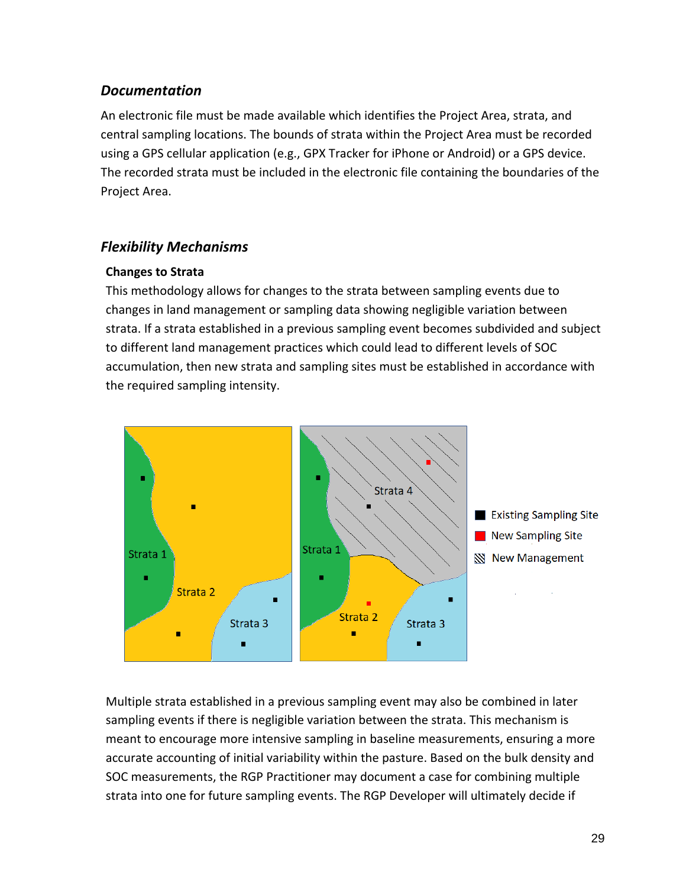### *Documentation*

An electronic file must be made available which identifies the Project Area, strata, and central sampling locations. The bounds of strata within the Project Area must be recorded using a GPS cellular application (e.g., GPX Tracker for iPhone or Android) or a GPS device. The recorded strata must be included in the electronic file containing the boundaries of the Project Area.

### *Flexibility Mechanisms*

**Changes to Strata**

This methodology allows for changes to the strata between sampling events due to changes in land management or sampling data showing negligible variation between strata. If a strata established in a previous sampling event becomes subdivided and subject to different land management practices which could lead to different levels of SOC accumulation, then new strata and sampling sites must be established in accordance with the required sampling intensity.

Multiple strata established in a previous sampling event may also be combined in later sampling events if there is negligible variation between the strata. This mechanism is meant to encourage more intensive sampling in baseline measurements, ensuring a more accurate accounting of initial variability within the pasture. Based on the bulk density and SOC measurements, the RGP Practitioner may document a case for combining multiple strata into one for future sampling events. The RGP Developer will ultimately decide if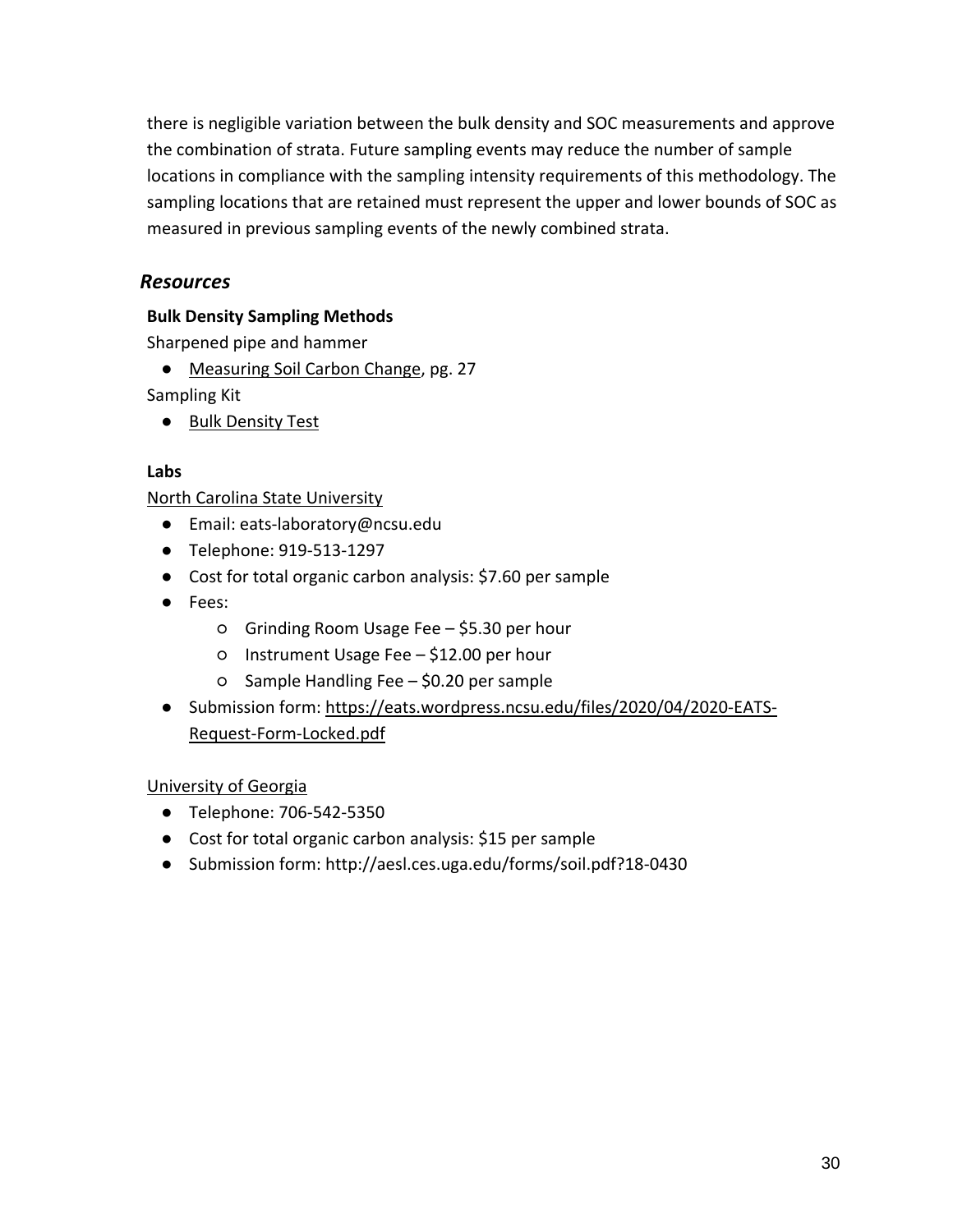there is negligible variation between the bulk density and SOC measurements and approve the combination of strata. Future sampling events may reduce the number of sample locations in compliance with the sampling intensity requirements of this methodology. The sampling locations that are retained must represent the upper and lower bounds of SOC as measured in previous sampling events of the newly combined strata.

## *Resources*

**Bulk Density Sampling Methods**

Sharpened pipe and hammer

- Measuring Soil Carbon Change, pg. 27

Sampling Kit

- Bulk Density Test

**Labs**

North Carolina State University

- Email: eats-laboratory@ncsu.edu
- Telephone: 919-513-1297
- Cost for total organic carbon analysis: $7.60 per sample
- Fees:
    - Grinding Room Usage Fee – $5.30 per hour
    - Instrument Usage Fee – $12.00 per hour
    - Sample Handling Fee – $0.20 per sample
- Submission form: https://eats.wordpress.ncsu.edu/files/2020/04/2020-EATS-Request-Form-Locked.pdf

University of Georgia

- Telephone: 706-542-5350
- Cost for total organic carbon analysis: $15 per sample
- Submission form: http://aesl.ces.uga.edu/forms/soil.pdf?18-0430